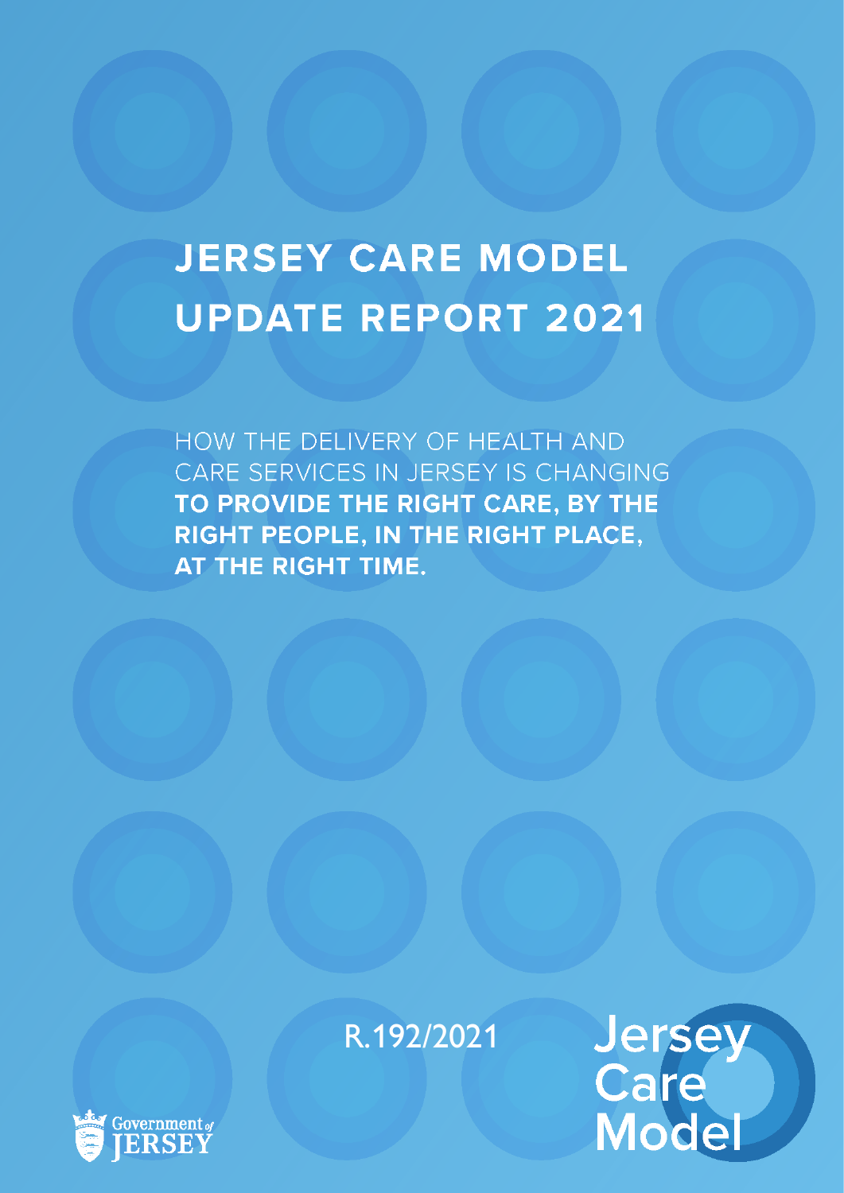# JERSEY CARE MODEL UPDATE REPORT 2021

HOW THE DELIVERY OF HEALTH AND CARE SERVICES IN JERSEY IS CHANGING **TO PROVIDE THE RIGHT CARE, BY THE RIGHT PEOPLE, IN THE RIGHT PLACE, AT THE RIGHT TIME.**

R.192/2021

Jersey Care Model

Government of JERSEY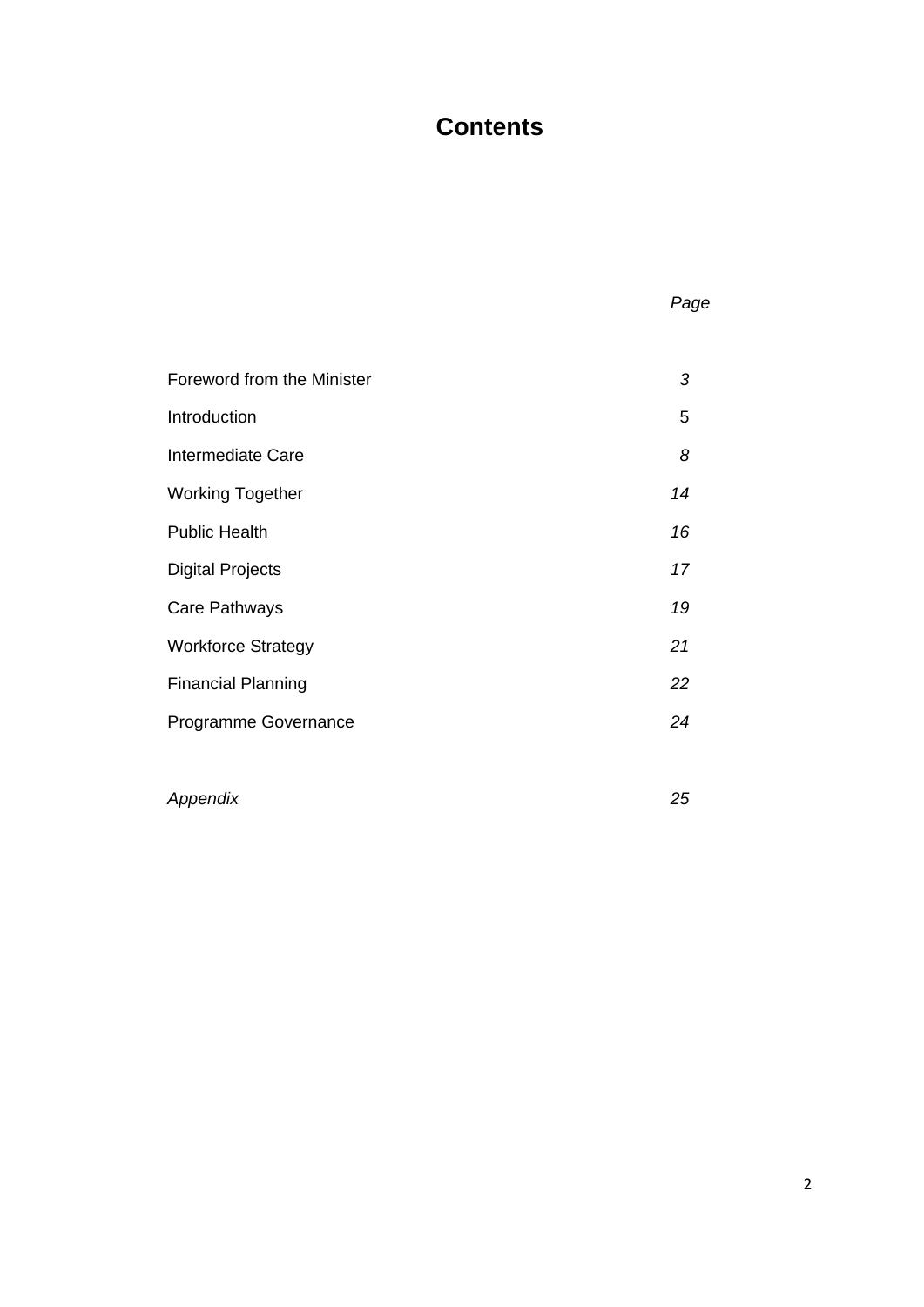# Contents

| | *Page* |
|---|---|
| Foreword from the Minister | *3* |
| Introduction | 5 |
| Intermediate Care | *8* |
| Working Together | *14* |
| Public Health | *16* |
| Digital Projects | *17* |
| Care Pathways | *19* |
| Workforce Strategy | *21* |
| Financial Planning | *22* |
| Programme Governance | *24* |
| *Appendix* | *25* |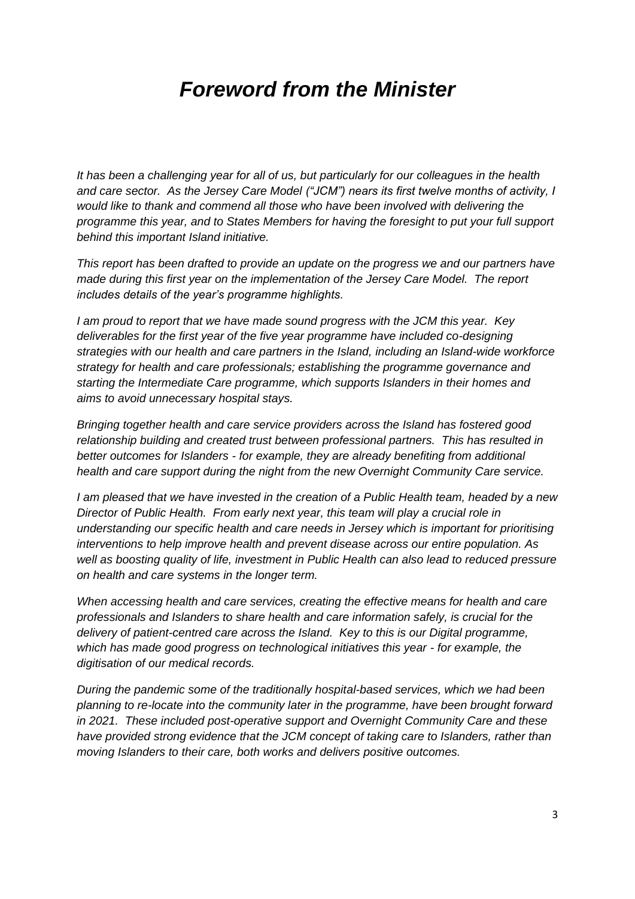# *Foreword from the Minister*

*It has been a challenging year for all of us, but particularly for our colleagues in the health and care sector. As the Jersey Care Model ("JCM") nears its first twelve months of activity, I would like to thank and commend all those who have been involved with delivering the programme this year, and to States Members for having the foresight to put your full support behind this important Island initiative.*

*This report has been drafted to provide an update on the progress we and our partners have made during this first year on the implementation of the Jersey Care Model. The report includes details of the year's programme highlights.*

*I am proud to report that we have made sound progress with the JCM this year. Key deliverables for the first year of the five year programme have included co-designing strategies with our health and care partners in the Island, including an Island-wide workforce strategy for health and care professionals; establishing the programme governance and starting the Intermediate Care programme, which supports Islanders in their homes and aims to avoid unnecessary hospital stays.*

*Bringing together health and care service providers across the Island has fostered good relationship building and created trust between professional partners. This has resulted in better outcomes for Islanders - for example, they are already benefiting from additional health and care support during the night from the new Overnight Community Care service.*

*I am pleased that we have invested in the creation of a Public Health team, headed by a new Director of Public Health. From early next year, this team will play a crucial role in understanding our specific health and care needs in Jersey which is important for prioritising interventions to help improve health and prevent disease across our entire population. As well as boosting quality of life, investment in Public Health can also lead to reduced pressure on health and care systems in the longer term.*

*When accessing health and care services, creating the effective means for health and care professionals and Islanders to share health and care information safely, is crucial for the delivery of patient-centred care across the Island. Key to this is our Digital programme, which has made good progress on technological initiatives this year - for example, the digitisation of our medical records.*

*During the pandemic some of the traditionally hospital-based services, which we had been planning to re-locate into the community later in the programme, have been brought forward in 2021. These included post-operative support and Overnight Community Care and these have provided strong evidence that the JCM concept of taking care to Islanders, rather than moving Islanders to their care, both works and delivers positive outcomes.*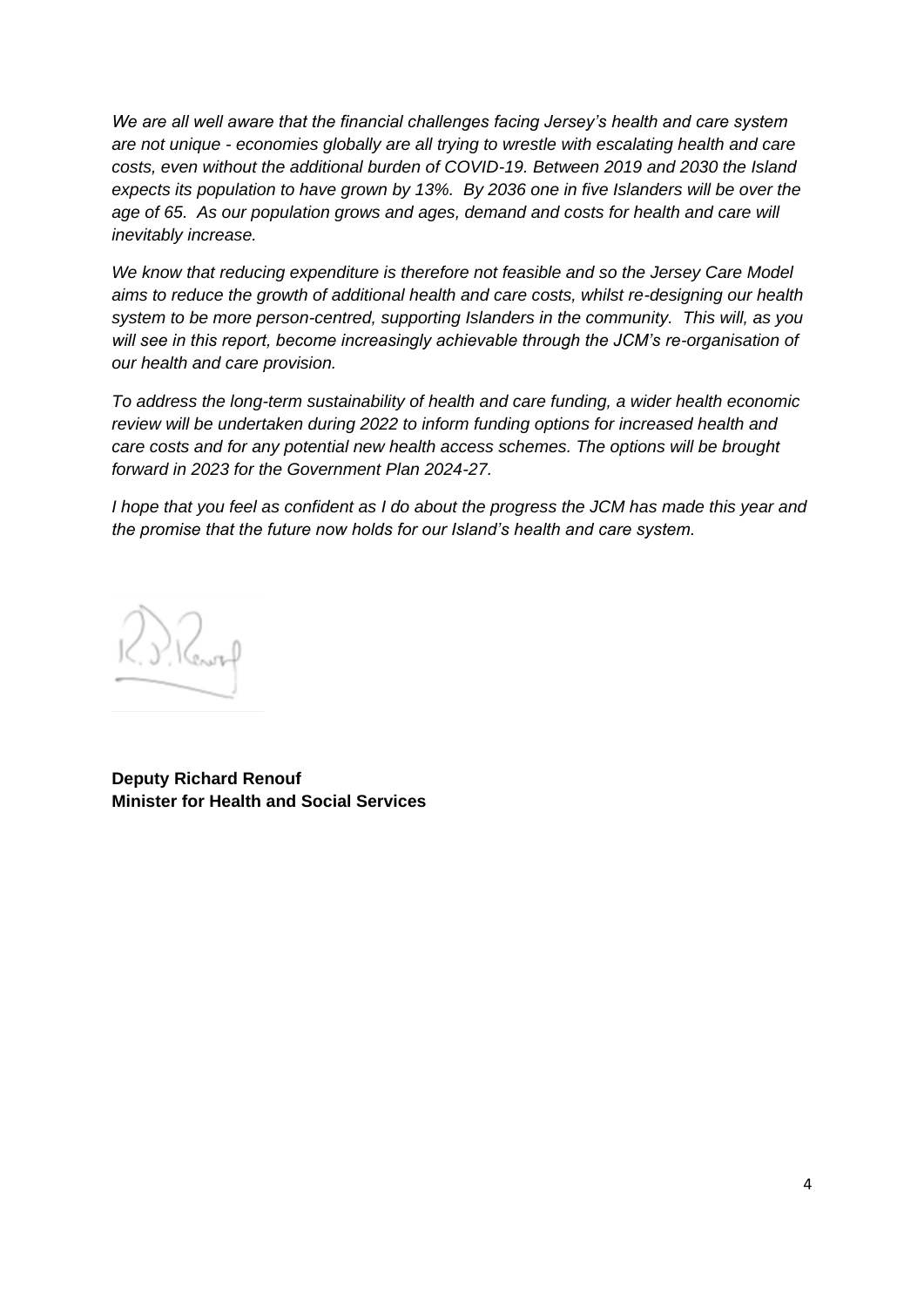*We are all well aware that the financial challenges facing Jersey's health and care system are not unique - economies globally are all trying to wrestle with escalating health and care costs, even without the additional burden of COVID-19. Between 2019 and 2030 the Island expects its population to have grown by 13%. By 2036 one in five Islanders will be over the age of 65. As our population grows and ages, demand and costs for health and care will inevitably increase.*

*We know that reducing expenditure is therefore not feasible and so the Jersey Care Model aims to reduce the growth of additional health and care costs, whilst re-designing our health system to be more person-centred, supporting Islanders in the community. This will, as you will see in this report, become increasingly achievable through the JCM's re-organisation of our health and care provision.*

*To address the long-term sustainability of health and care funding, a wider health economic review will be undertaken during 2022 to inform funding options for increased health and care costs and for any potential new health access schemes. The options will be brought forward in 2023 for the Government Plan 2024-27.*

*I hope that you feel as confident as I do about the progress the JCM has made this year and the promise that the future now holds for our Island's health and care system.*

**Deputy Richard Renouf**
**Minister for Health and Social Services**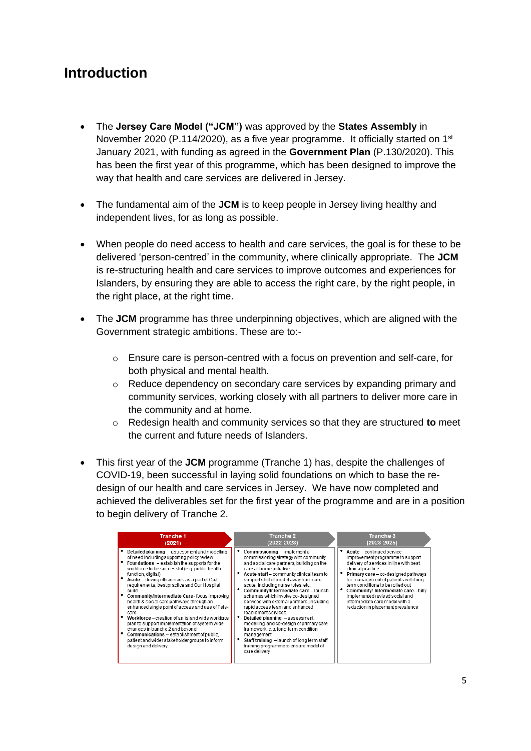# Introduction

- The **Jersey Care Model ("JCM")** was approved by the **States Assembly** in November 2020 (P.114/2020), as a five year programme. It officially started on 1st January 2021, with funding as agreed in the **Government Plan** (P.130/2020). This has been the first year of this programme, which has been designed to improve the way that health and care services are delivered in Jersey.

- The fundamental aim of the **JCM** is to keep people in Jersey living healthy and independent lives, for as long as possible.

- When people do need access to health and care services, the goal is for these to be delivered 'person-centred' in the community, where clinically appropriate. The **JCM** is re-structuring health and care services to improve outcomes and experiences for Islanders, by ensuring they are able to access the right care, by the right people, in the right place, at the right time.

- The **JCM** programme has three underpinning objectives, which are aligned with the Government strategic ambitions. These are to:-
  - Ensure care is person-centred with a focus on prevention and self-care, for both physical and mental health.
  - Reduce dependency on secondary care services by expanding primary and community services, working closely with all partners to deliver more care in the community and at home.
  - Redesign health and community services so that they are structured **to** meet the current and future needs of Islanders.

- This first year of the **JCM** programme (Tranche 1) has, despite the challenges of COVID-19, been successful in laying solid foundations on which to base the re-design of our health and care services in Jersey. We have now completed and achieved the deliverables set for the first year of the programme and are in a position to begin delivery of Tranche 2.

| Tranche 1 (2021) | Tranche 2 (2022-2023) | Tranche 3 (2023-2025) |
|---|---|---|
| • **Detailed planning** – assessment and modelling of need including supporting policy review<br>• **Foundations** – establish the supports for the workforce to be successful (e.g. public health function, digital)<br>• **Acute** – driving efficiencies as a part of GoJ requirements, best practice and Our Hospital build<br>• **Community/Intermediate Care**- focus improving health & social care pathways through an enhanced single point of access and use of Tele-care<br>• **Workforce** – creation of an island wide workforce plan to support implementation of system wide changes in tranche 2 and beyond<br>• **Communications** – establishment of public, patient and wider stakeholder groups to inform design and delivery | • **Commissioning** – implement a commissioning strategy with community and social care partners, building on the care at home initiative<br>• **Acute staff** – community clinical team to support shift of model away from core acute, including nurse roles, etc.<br>• **Community/Intermediate care** – launch schemes which involve co-designed services with external partners, including rapid access team and enhanced reablement services<br>• **Detailed planning** – assessment, modelling and co-design of primary care framework, e.g. long-term condition management<br>• **Staff training** – launch of long term staff training programme to ensure model of care delivery | • **Acute** – continued service improvement programme to support delivery of services in line with best clinical practice<br>• **Primary care** – co-designed pathways for management of patients with long-term conditions to be rolled out<br>• **Community/ Intermediate care** – fully implemented revised social and intermediate care model with a reduction in placement prevalence |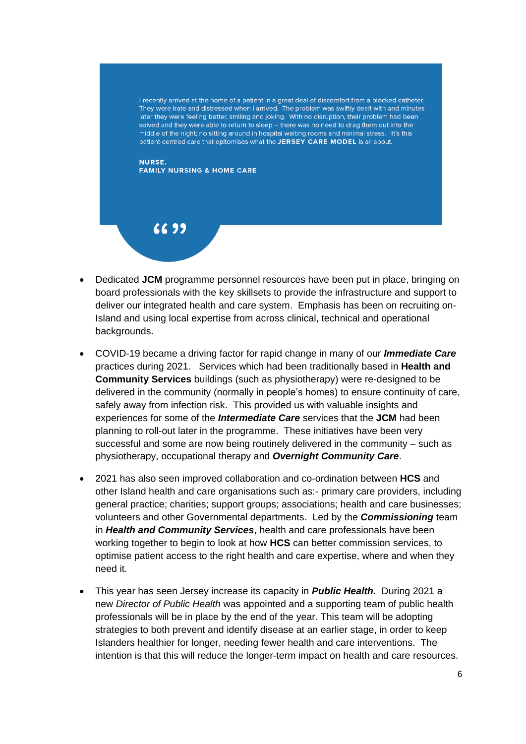> I recently arrived at the home of a patient in a great deal of discomfort from a blocked catheter. They were irate and distressed when I arrived. The problem was swiftly dealt with and minutes later they were feeling better, smiling and joking. With no disruption, their problem had been solved and they were able to return to sleep – there was no need to drag them out into the middle of the night; no sitting around in hospital waiting rooms and minimal stress. It's this patient-centred care that epitomises what the **JERSEY CARE MODEL** is all about.
>
> **NURSE,**
> **FAMILY NURSING & HOME CARE**

- Dedicated **JCM** programme personnel resources have been put in place, bringing on board professionals with the key skillsets to provide the infrastructure and support to deliver our integrated health and care system. Emphasis has been on recruiting on-Island and using local expertise from across clinical, technical and operational backgrounds.

- COVID-19 became a driving factor for rapid change in many of our ***Immediate Care*** practices during 2021. Services which had been traditionally based in **Health and Community Services** buildings (such as physiotherapy) were re-designed to be delivered in the community (normally in people's homes) to ensure continuity of care, safely away from infection risk. This provided us with valuable insights and experiences for some of the ***Intermediate Care*** services that the **JCM** had been planning to roll-out later in the programme. These initiatives have been very successful and some are now being routinely delivered in the community – such as physiotherapy, occupational therapy and ***Overnight Community Care***.

- 2021 has also seen improved collaboration and co-ordination between **HCS** and other Island health and care organisations such as:- primary care providers, including general practice; charities; support groups; associations; health and care businesses; volunteers and other Governmental departments. Led by the ***Commissioning*** team in ***Health and Community Services***, health and care professionals have been working together to begin to look at how **HCS** can better commission services, to optimise patient access to the right health and care expertise, where and when they need it.

- This year has seen Jersey increase its capacity in ***Public Health.*** During 2021 a new *Director of Public Health* was appointed and a supporting team of public health professionals will be in place by the end of the year. This team will be adopting strategies to both prevent and identify disease at an earlier stage, in order to keep Islanders healthier for longer, needing fewer health and care interventions. The intention is that this will reduce the longer-term impact on health and care resources.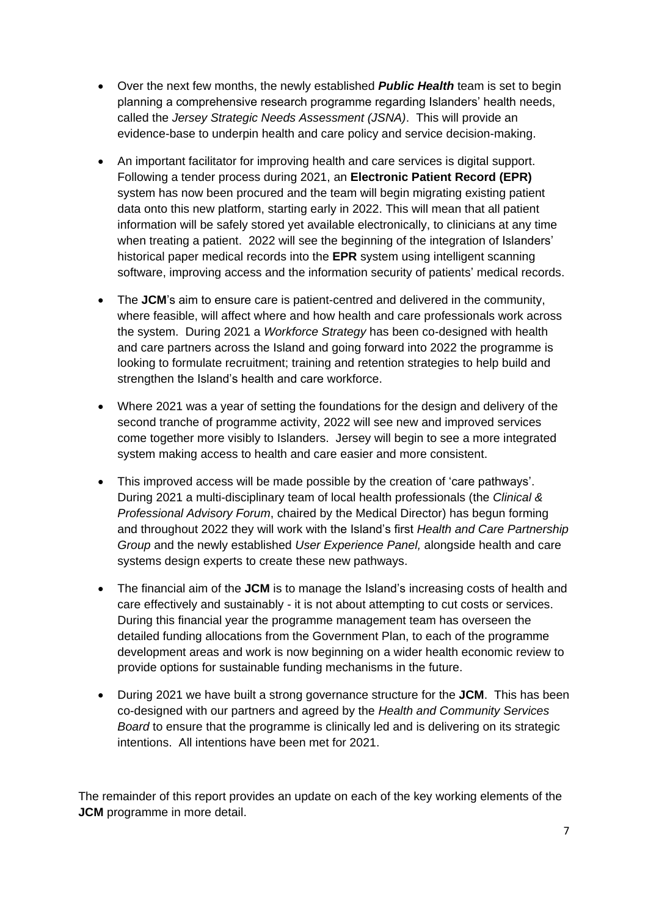- Over the next few months, the newly established ***Public Health*** team is set to begin planning a comprehensive research programme regarding Islanders' health needs, called the *Jersey Strategic Needs Assessment (JSNA)*. This will provide an evidence-base to underpin health and care policy and service decision-making.

- An important facilitator for improving health and care services is digital support. Following a tender process during 2021, an **Electronic Patient Record (EPR)** system has now been procured and the team will begin migrating existing patient data onto this new platform, starting early in 2022. This will mean that all patient information will be safely stored yet available electronically, to clinicians at any time when treating a patient. 2022 will see the beginning of the integration of Islanders' historical paper medical records into the **EPR** system using intelligent scanning software, improving access and the information security of patients' medical records.

- The **JCM**'s aim to ensure care is patient-centred and delivered in the community, where feasible, will affect where and how health and care professionals work across the system. During 2021 a *Workforce Strategy* has been co-designed with health and care partners across the Island and going forward into 2022 the programme is looking to formulate recruitment; training and retention strategies to help build and strengthen the Island's health and care workforce.

- Where 2021 was a year of setting the foundations for the design and delivery of the second tranche of programme activity, 2022 will see new and improved services come together more visibly to Islanders. Jersey will begin to see a more integrated system making access to health and care easier and more consistent.

- This improved access will be made possible by the creation of 'care pathways'. During 2021 a multi-disciplinary team of local health professionals (the *Clinical & Professional Advisory Forum*, chaired by the Medical Director) has begun forming and throughout 2022 they will work with the Island's first *Health and Care Partnership Group* and the newly established *User Experience Panel,* alongside health and care systems design experts to create these new pathways.

- The financial aim of the **JCM** is to manage the Island's increasing costs of health and care effectively and sustainably - it is not about attempting to cut costs or services. During this financial year the programme management team has overseen the detailed funding allocations from the Government Plan, to each of the programme development areas and work is now beginning on a wider health economic review to provide options for sustainable funding mechanisms in the future.

- During 2021 we have built a strong governance structure for the **JCM**. This has been co-designed with our partners and agreed by the *Health and Community Services Board* to ensure that the programme is clinically led and is delivering on its strategic intentions. All intentions have been met for 2021.

The remainder of this report provides an update on each of the key working elements of the **JCM** programme in more detail.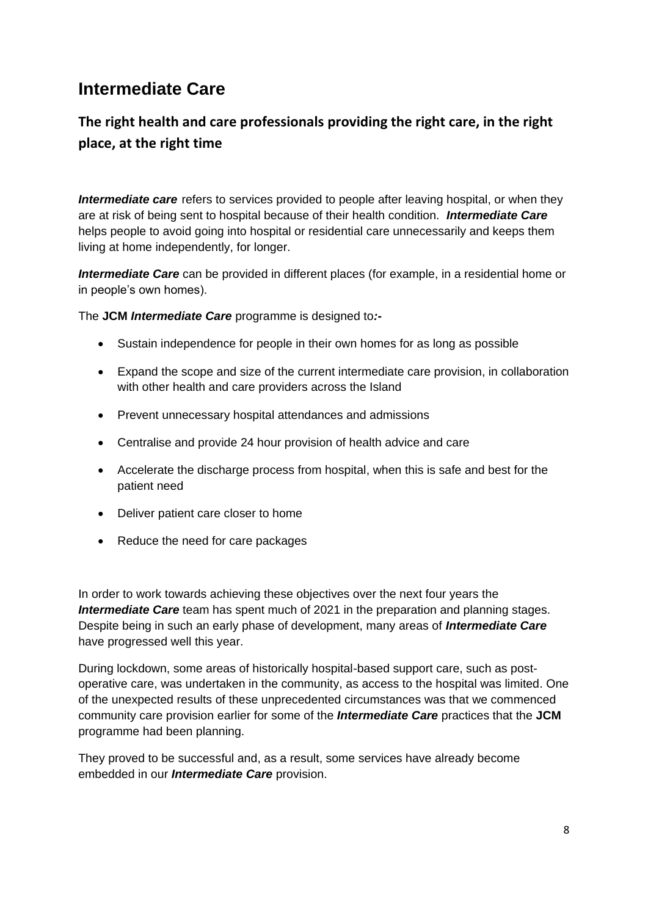# Intermediate Care

## The right health and care professionals providing the right care, in the right place, at the right time

***Intermediate care*** refers to services provided to people after leaving hospital, or when they are at risk of being sent to hospital because of their health condition. ***Intermediate Care*** helps people to avoid going into hospital or residential care unnecessarily and keeps them living at home independently, for longer.

***Intermediate Care*** can be provided in different places (for example, in a residential home or in people's own homes).

The **JCM** ***Intermediate Care*** programme is designed to***:-***

- Sustain independence for people in their own homes for as long as possible
- Expand the scope and size of the current intermediate care provision, in collaboration with other health and care providers across the Island
- Prevent unnecessary hospital attendances and admissions
- Centralise and provide 24 hour provision of health advice and care
- Accelerate the discharge process from hospital, when this is safe and best for the patient need
- Deliver patient care closer to home
- Reduce the need for care packages

In order to work towards achieving these objectives over the next four years the ***Intermediate Care*** team has spent much of 2021 in the preparation and planning stages. Despite being in such an early phase of development, many areas of ***Intermediate Care*** have progressed well this year.

During lockdown, some areas of historically hospital-based support care, such as post-operative care, was undertaken in the community, as access to the hospital was limited. One of the unexpected results of these unprecedented circumstances was that we commenced community care provision earlier for some of the ***Intermediate Care*** practices that the **JCM** programme had been planning.

They proved to be successful and, as a result, some services have already become embedded in our ***Intermediate Care*** provision.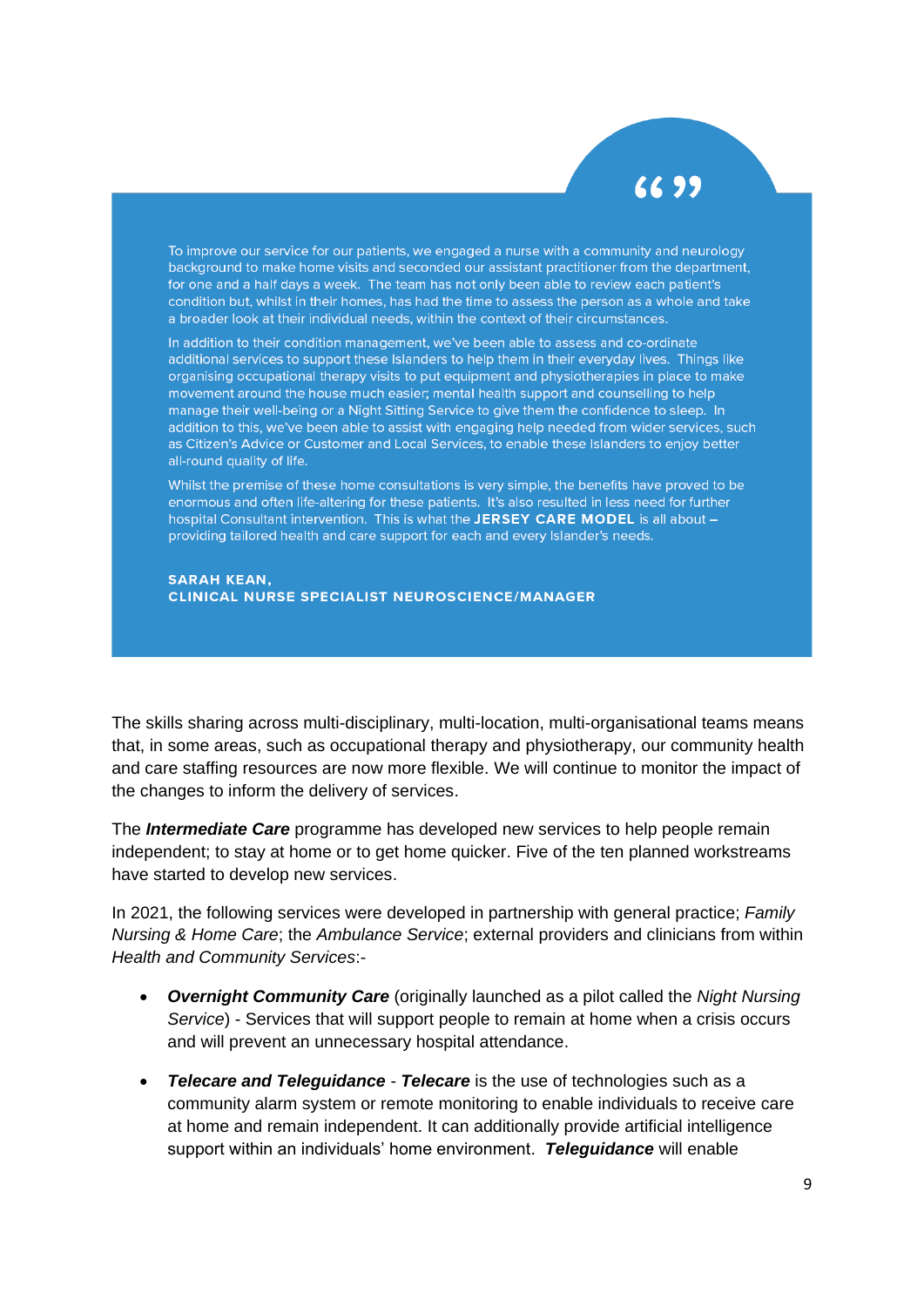> To improve our service for our patients, we engaged a nurse with a community and neurology background to make home visits and seconded our assistant practitioner from the department, for one and a half days a week. The team has not only been able to review each patient's condition but, whilst in their homes, has had the time to assess the person as a whole and take a broader look at their individual needs, within the context of their circumstances.
>
> In addition to their condition management, we've been able to assess and co-ordinate additional services to support these Islanders to help them in their everyday lives. Things like organising occupational therapy visits to put equipment and physiotherapies in place to make movement around the house much easier; mental health support and counselling to help manage their well-being or a Night Sitting Service to give them the confidence to sleep. In addition to this, we've been able to assist with engaging help needed from wider services, such as Citizen's Advice or Customer and Local Services, to enable these Islanders to enjoy better all-round quality of life.
>
> Whilst the premise of these home consultations is very simple, the benefits have proved to be enormous and often life-altering for these patients. It's also resulted in less need for further hospital Consultant intervention. This is what the **JERSEY CARE MODEL** is all about – providing tailored health and care support for each and every Islander's needs.
>
> **SARAH KEAN,**
> **CLINICAL NURSE SPECIALIST NEUROSCIENCE/MANAGER**

The skills sharing across multi-disciplinary, multi-location, multi-organisational teams means that, in some areas, such as occupational therapy and physiotherapy, our community health and care staffing resources are now more flexible. We will continue to monitor the impact of the changes to inform the delivery of services.

The ***Intermediate Care*** programme has developed new services to help people remain independent; to stay at home or to get home quicker. Five of the ten planned workstreams have started to develop new services.

In 2021, the following services were developed in partnership with general practice; *Family Nursing & Home Care*; the *Ambulance Service*; external providers and clinicians from within *Health and Community Services*:-

- ***Overnight Community Care*** (originally launched as a pilot called the *Night Nursing Service*) - Services that will support people to remain at home when a crisis occurs and will prevent an unnecessary hospital attendance.
- ***Telecare and Teleguidance*** - ***Telecare*** is the use of technologies such as a community alarm system or remote monitoring to enable individuals to receive care at home and remain independent. It can additionally provide artificial intelligence support within an individuals' home environment. ***Teleguidance*** will enable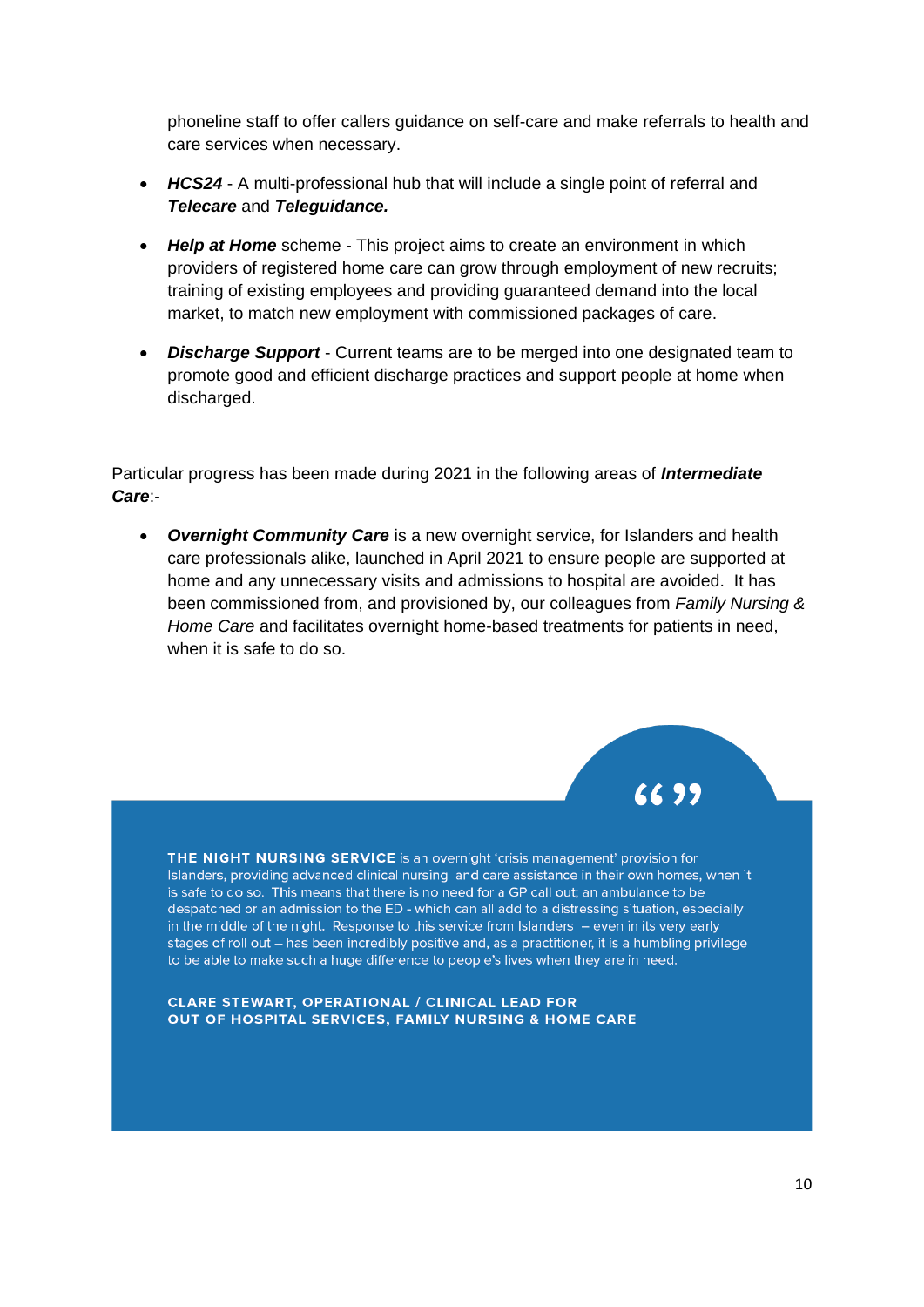phoneline staff to offer callers guidance on self-care and make referrals to health and care services when necessary.

- ***HCS24*** - A multi-professional hub that will include a single point of referral and ***Telecare*** and ***Teleguidance.***
- ***Help at Home*** scheme - This project aims to create an environment in which providers of registered home care can grow through employment of new recruits; training of existing employees and providing guaranteed demand into the local market, to match new employment with commissioned packages of care.
- ***Discharge Support*** - Current teams are to be merged into one designated team to promote good and efficient discharge practices and support people at home when discharged.

Particular progress has been made during 2021 in the following areas of ***Intermediate Care***:-

- ***Overnight Community Care*** is a new overnight service, for Islanders and health care professionals alike, launched in April 2021 to ensure people are supported at home and any unnecessary visits and admissions to hospital are avoided. It has been commissioned from, and provisioned by, our colleagues from *Family Nursing & Home Care* and facilitates overnight home-based treatments for patients in need, when it is safe to do so.

> **THE NIGHT NURSING SERVICE** is an overnight 'crisis management' provision for Islanders, providing advanced clinical nursing and care assistance in their own homes, when it is safe to do so. This means that there is no need for a GP call out; an ambulance to be despatched or an admission to the ED - which can all add to a distressing situation, especially in the middle of the night. Response to this service from Islanders – even in its very early stages of roll out – has been incredibly positive and, as a practitioner, it is a humbling privilege to be able to make such a huge difference to people's lives when they are in need.
>
> **CLARE STEWART, OPERATIONAL / CLINICAL LEAD FOR OUT OF HOSPITAL SERVICES, FAMILY NURSING & HOME CARE**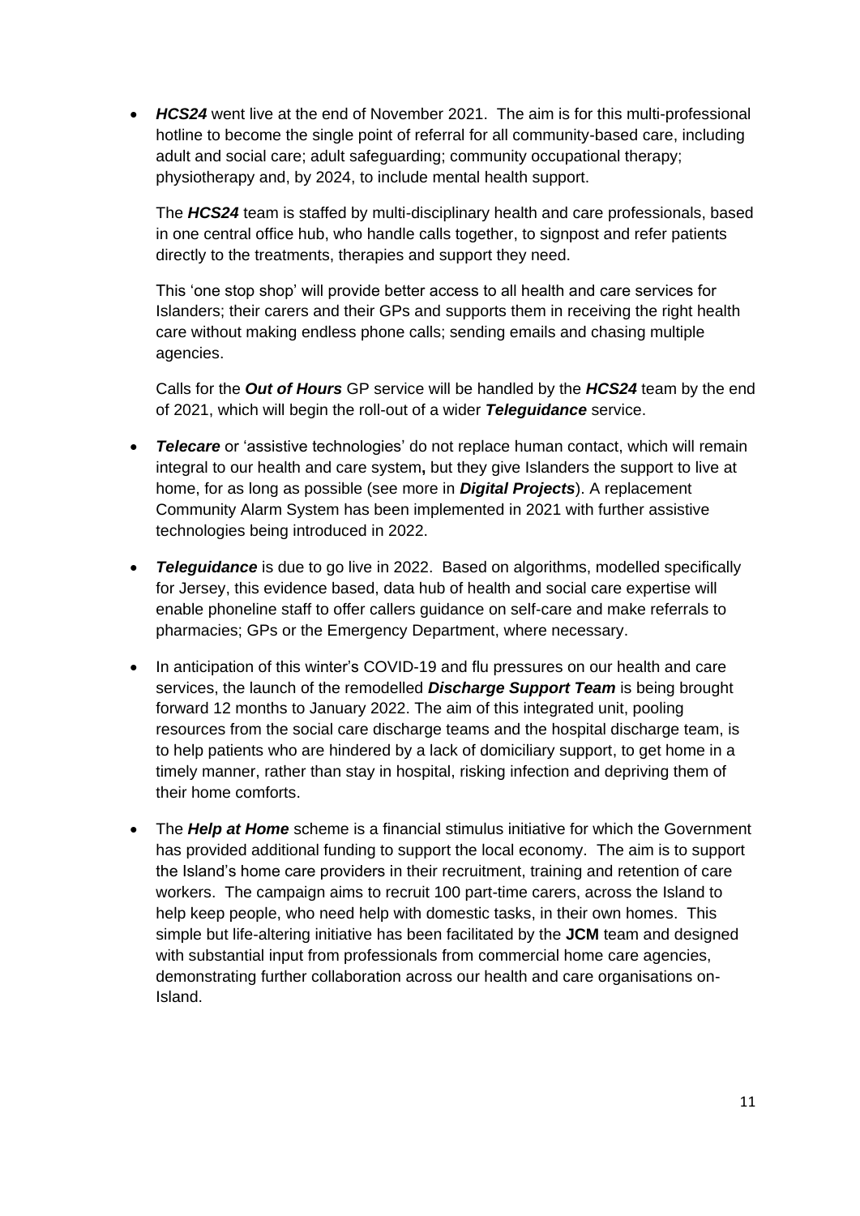- ***HCS24*** went live at the end of November 2021. The aim is for this multi-professional hotline to become the single point of referral for all community-based care, including adult and social care; adult safeguarding; community occupational therapy; physiotherapy and, by 2024, to include mental health support.

  The ***HCS24*** team is staffed by multi-disciplinary health and care professionals, based in one central office hub, who handle calls together, to signpost and refer patients directly to the treatments, therapies and support they need.

  This 'one stop shop' will provide better access to all health and care services for Islanders; their carers and their GPs and supports them in receiving the right health care without making endless phone calls; sending emails and chasing multiple agencies.

  Calls for the ***Out of Hours*** GP service will be handled by the ***HCS24*** team by the end of 2021, which will begin the roll-out of a wider ***Teleguidance*** service.

- ***Telecare*** or 'assistive technologies' do not replace human contact, which will remain integral to our health and care system**,** but they give Islanders the support to live at home, for as long as possible (see more in ***Digital Projects***). A replacement Community Alarm System has been implemented in 2021 with further assistive technologies being introduced in 2022.

- ***Teleguidance*** is due to go live in 2022. Based on algorithms, modelled specifically for Jersey, this evidence based, data hub of health and social care expertise will enable phoneline staff to offer callers guidance on self-care and make referrals to pharmacies; GPs or the Emergency Department, where necessary.

- In anticipation of this winter's COVID-19 and flu pressures on our health and care services, the launch of the remodelled ***Discharge Support Team*** is being brought forward 12 months to January 2022. The aim of this integrated unit, pooling resources from the social care discharge teams and the hospital discharge team, is to help patients who are hindered by a lack of domiciliary support, to get home in a timely manner, rather than stay in hospital, risking infection and depriving them of their home comforts.

- The ***Help at Home*** scheme is a financial stimulus initiative for which the Government has provided additional funding to support the local economy. The aim is to support the Island's home care providers in their recruitment, training and retention of care workers. The campaign aims to recruit 100 part-time carers, across the Island to help keep people, who need help with domestic tasks, in their own homes. This simple but life-altering initiative has been facilitated by the **JCM** team and designed with substantial input from professionals from commercial home care agencies, demonstrating further collaboration across our health and care organisations on-Island.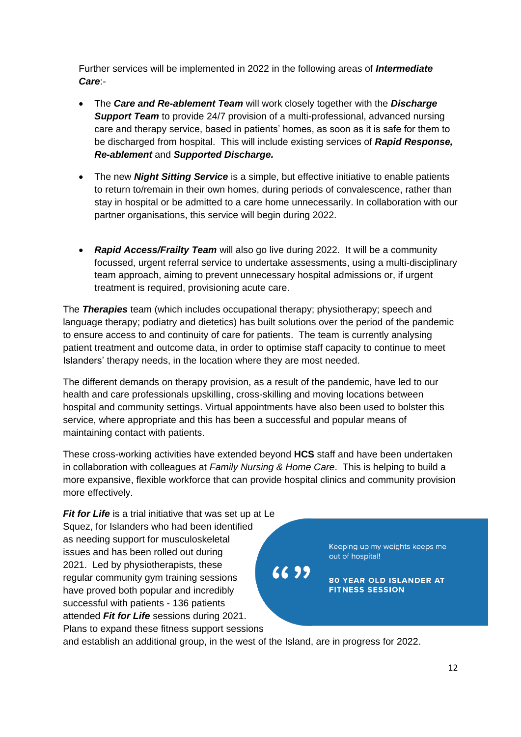Further services will be implemented in 2022 in the following areas of ***Intermediate Care***:-

- The ***Care and Re-ablement Team*** will work closely together with the ***Discharge Support Team*** to provide 24/7 provision of a multi-professional, advanced nursing care and therapy service, based in patients' homes, as soon as it is safe for them to be discharged from hospital. This will include existing services of ***Rapid Response, Re-ablement*** and ***Supported Discharge.***

- The new ***Night Sitting Service*** is a simple, but effective initiative to enable patients to return to/remain in their own homes, during periods of convalescence, rather than stay in hospital or be admitted to a care home unnecessarily. In collaboration with our partner organisations, this service will begin during 2022.

- ***Rapid Access/Frailty Team*** will also go live during 2022. It will be a community focussed, urgent referral service to undertake assessments, using a multi-disciplinary team approach, aiming to prevent unnecessary hospital admissions or, if urgent treatment is required, provisioning acute care.

The ***Therapies*** team (which includes occupational therapy; physiotherapy; speech and language therapy; podiatry and dietetics) has built solutions over the period of the pandemic to ensure access to and continuity of care for patients. The team is currently analysing patient treatment and outcome data, in order to optimise staff capacity to continue to meet Islanders' therapy needs, in the location where they are most needed.

The different demands on therapy provision, as a result of the pandemic, have led to our health and care professionals upskilling, cross-skilling and moving locations between hospital and community settings. Virtual appointments have also been used to bolster this service, where appropriate and this has been a successful and popular means of maintaining contact with patients.

These cross-working activities have extended beyond **HCS** staff and have been undertaken in collaboration with colleagues at *Family Nursing & Home Care*. This is helping to build a more expansive, flexible workforce that can provide hospital clinics and community provision more effectively.

***Fit for Life*** is a trial initiative that was set up at Le Squez, for Islanders who had been identified as needing support for musculoskeletal issues and has been rolled out during 2021. Led by physiotherapists, these regular community gym training sessions have proved both popular and incredibly successful with patients - 136 patients attended ***Fit for Life*** sessions during 2021. Plans to expand these fitness support sessions and establish an additional group, in the west of the Island, are in progress for 2022.

> Keeping up my weights keeps me out of hospital!
>
> **80 YEAR OLD ISLANDER AT FITNESS SESSION**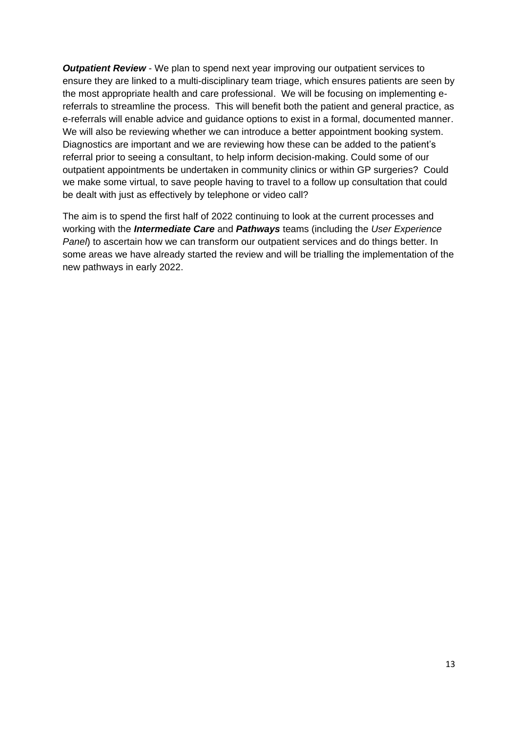***Outpatient Review*** - We plan to spend next year improving our outpatient services to ensure they are linked to a multi-disciplinary team triage, which ensures patients are seen by the most appropriate health and care professional. We will be focusing on implementing e-referrals to streamline the process. This will benefit both the patient and general practice, as e-referrals will enable advice and guidance options to exist in a formal, documented manner. We will also be reviewing whether we can introduce a better appointment booking system. Diagnostics are important and we are reviewing how these can be added to the patient's referral prior to seeing a consultant, to help inform decision-making. Could some of our outpatient appointments be undertaken in community clinics or within GP surgeries? Could we make some virtual, to save people having to travel to a follow up consultation that could be dealt with just as effectively by telephone or video call?

The aim is to spend the first half of 2022 continuing to look at the current processes and working with the ***Intermediate Care*** and ***Pathways*** teams (including the *User Experience Panel*) to ascertain how we can transform our outpatient services and do things better. In some areas we have already started the review and will be trialling the implementation of the new pathways in early 2022.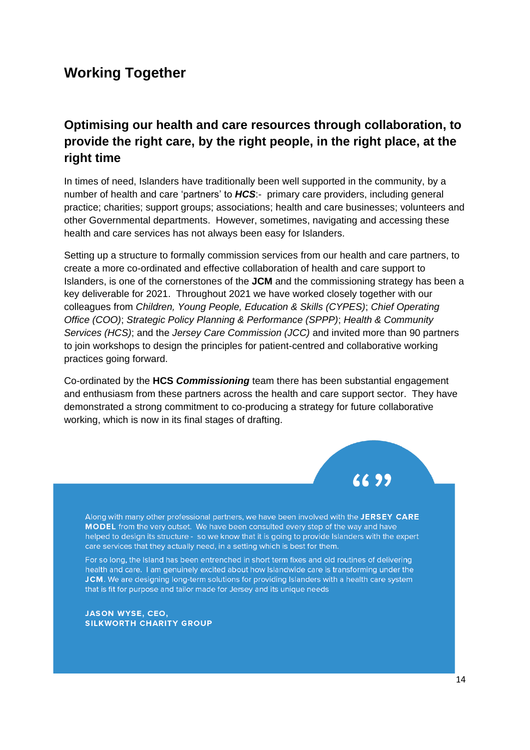# Working Together

## Optimising our health and care resources through collaboration, to provide the right care, by the right people, in the right place, at the right time

In times of need, Islanders have traditionally been well supported in the community, by a number of health and care 'partners' to ***HCS***:- primary care providers, including general practice; charities; support groups; associations; health and care businesses; volunteers and other Governmental departments. However, sometimes, navigating and accessing these health and care services has not always been easy for Islanders.

Setting up a structure to formally commission services from our health and care partners, to create a more co-ordinated and effective collaboration of health and care support to Islanders, is one of the cornerstones of the **JCM** and the commissioning strategy has been a key deliverable for 2021. Throughout 2021 we have worked closely together with our colleagues from *Children, Young People, Education & Skills (CYPES)*; *Chief Operating Office (COO)*; *Strategic Policy Planning & Performance (SPPP)*; *Health & Community Services (HCS)*; and the *Jersey Care Commission (JCC)* and invited more than 90 partners to join workshops to design the principles for patient-centred and collaborative working practices going forward.

Co-ordinated by the **HCS *Commissioning*** team there has been substantial engagement and enthusiasm from these partners across the health and care support sector. They have demonstrated a strong commitment to co-producing a strategy for future collaborative working, which is now in its final stages of drafting.

> Along with many other professional partners, we have been involved with the **JERSEY CARE MODEL** from the very outset. We have been consulted every step of the way and have helped to design its structure - so we know that it is going to provide Islanders with the expert care services that they actually need, in a setting which is best for them.
>
> For so long, the Island has been entrenched in short term fixes and old routines of delivering health and care. I am genuinely excited about how Islandwide care is transforming under the **JCM**. We are designing long-term solutions for providing Islanders with a health care system that is fit for purpose and tailor made for Jersey and its unique needs
>
> **JASON WYSE, CEO,**
> **SILKWORTH CHARITY GROUP**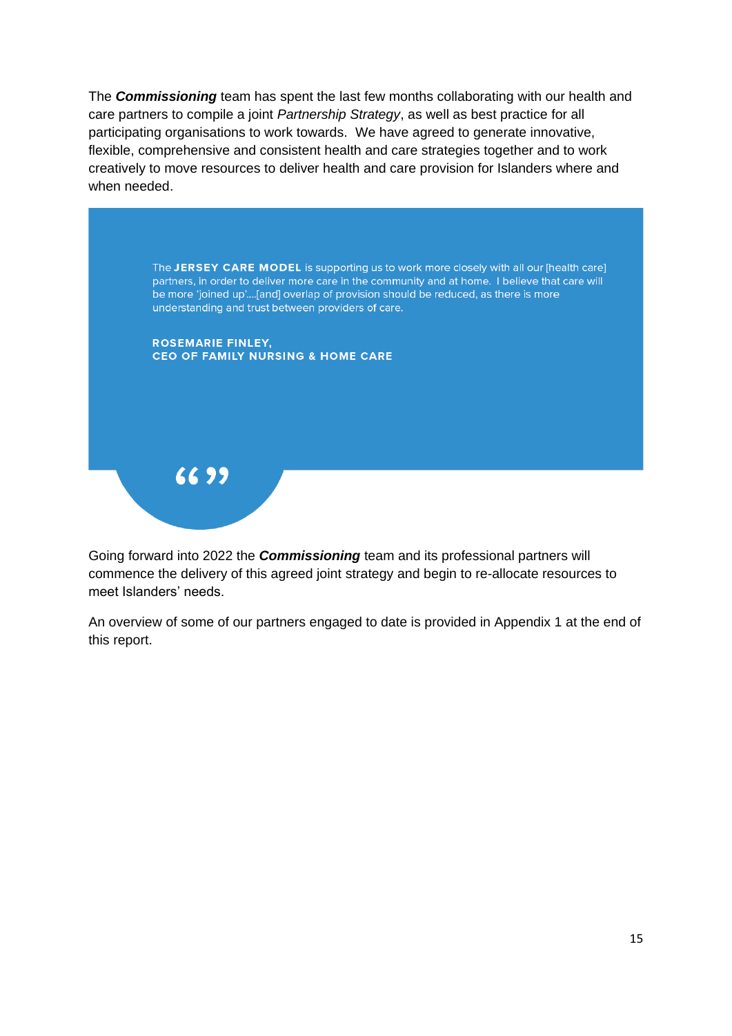The ***Commissioning*** team has spent the last few months collaborating with our health and care partners to compile a joint *Partnership Strategy*, as well as best practice for all participating organisations to work towards. We have agreed to generate innovative, flexible, comprehensive and consistent health and care strategies together and to work creatively to move resources to deliver health and care provision for Islanders where and when needed.

> The **JERSEY CARE MODEL** is supporting us to work more closely with all our [health care] partners, in order to deliver more care in the community and at home. I believe that care will be more 'joined up'....[and] overlap of provision should be reduced, as there is more understanding and trust between providers of care.
>
> **ROSEMARIE FINLEY,**
> **CEO OF FAMILY NURSING & HOME CARE**

Going forward into 2022 the ***Commissioning*** team and its professional partners will commence the delivery of this agreed joint strategy and begin to re-allocate resources to meet Islanders' needs.

An overview of some of our partners engaged to date is provided in Appendix 1 at the end of this report.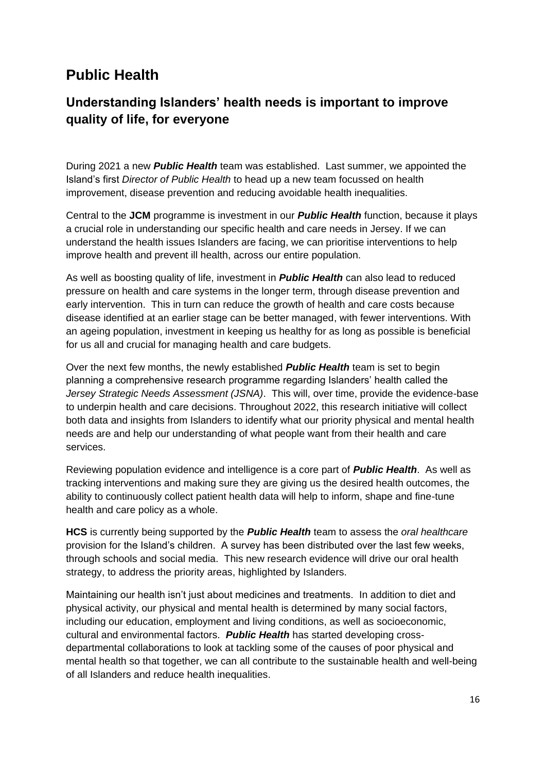# Public Health

## Understanding Islanders' health needs is important to improve quality of life, for everyone

During 2021 a new ***Public Health*** team was established. Last summer, we appointed the Island's first *Director of Public Health* to head up a new team focussed on health improvement, disease prevention and reducing avoidable health inequalities.

Central to the **JCM** programme is investment in our ***Public Health*** function, because it plays a crucial role in understanding our specific health and care needs in Jersey. If we can understand the health issues Islanders are facing, we can prioritise interventions to help improve health and prevent ill health, across our entire population.

As well as boosting quality of life, investment in ***Public Health*** can also lead to reduced pressure on health and care systems in the longer term, through disease prevention and early intervention. This in turn can reduce the growth of health and care costs because disease identified at an earlier stage can be better managed, with fewer interventions. With an ageing population, investment in keeping us healthy for as long as possible is beneficial for us all and crucial for managing health and care budgets.

Over the next few months, the newly established ***Public Health*** team is set to begin planning a comprehensive research programme regarding Islanders' health called the *Jersey Strategic Needs Assessment (JSNA)*. This will, over time, provide the evidence-base to underpin health and care decisions. Throughout 2022, this research initiative will collect both data and insights from Islanders to identify what our priority physical and mental health needs are and help our understanding of what people want from their health and care services.

Reviewing population evidence and intelligence is a core part of ***Public Health***. As well as tracking interventions and making sure they are giving us the desired health outcomes, the ability to continuously collect patient health data will help to inform, shape and fine-tune health and care policy as a whole.

**HCS** is currently being supported by the ***Public Health*** team to assess the *oral healthcare* provision for the Island's children. A survey has been distributed over the last few weeks, through schools and social media. This new research evidence will drive our oral health strategy, to address the priority areas, highlighted by Islanders.

Maintaining our health isn't just about medicines and treatments. In addition to diet and physical activity, our physical and mental health is determined by many social factors, including our education, employment and living conditions, as well as socioeconomic, cultural and environmental factors. ***Public Health*** has started developing cross-departmental collaborations to look at tackling some of the causes of poor physical and mental health so that together, we can all contribute to the sustainable health and well-being of all Islanders and reduce health inequalities.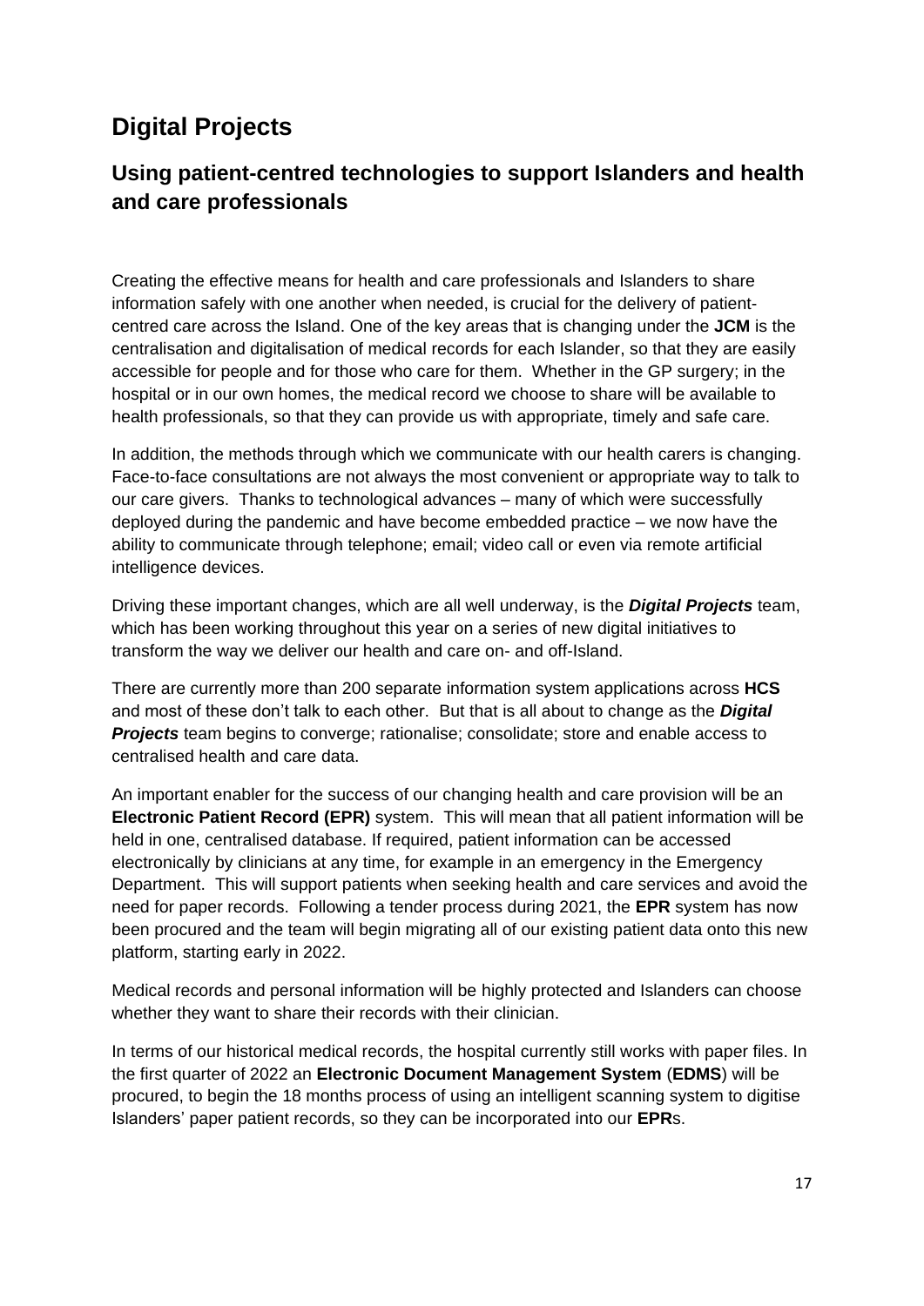# Digital Projects

## Using patient-centred technologies to support Islanders and health and care professionals

Creating the effective means for health and care professionals and Islanders to share information safely with one another when needed, is crucial for the delivery of patient-centred care across the Island. One of the key areas that is changing under the **JCM** is the centralisation and digitalisation of medical records for each Islander, so that they are easily accessible for people and for those who care for them. Whether in the GP surgery; in the hospital or in our own homes, the medical record we choose to share will be available to health professionals, so that they can provide us with appropriate, timely and safe care.

In addition, the methods through which we communicate with our health carers is changing. Face-to-face consultations are not always the most convenient or appropriate way to talk to our care givers. Thanks to technological advances – many of which were successfully deployed during the pandemic and have become embedded practice – we now have the ability to communicate through telephone; email; video call or even via remote artificial intelligence devices.

Driving these important changes, which are all well underway, is the ***Digital Projects*** team, which has been working throughout this year on a series of new digital initiatives to transform the way we deliver our health and care on- and off-Island.

There are currently more than 200 separate information system applications across **HCS** and most of these don't talk to each other. But that is all about to change as the ***Digital Projects*** team begins to converge; rationalise; consolidate; store and enable access to centralised health and care data.

An important enabler for the success of our changing health and care provision will be an **Electronic Patient Record (EPR)** system. This will mean that all patient information will be held in one, centralised database. If required, patient information can be accessed electronically by clinicians at any time, for example in an emergency in the Emergency Department. This will support patients when seeking health and care services and avoid the need for paper records. Following a tender process during 2021, the **EPR** system has now been procured and the team will begin migrating all of our existing patient data onto this new platform, starting early in 2022.

Medical records and personal information will be highly protected and Islanders can choose whether they want to share their records with their clinician.

In terms of our historical medical records, the hospital currently still works with paper files. In the first quarter of 2022 an **Electronic Document Management System** (**EDMS**) will be procured, to begin the 18 months process of using an intelligent scanning system to digitise Islanders' paper patient records, so they can be incorporated into our **EPR**s.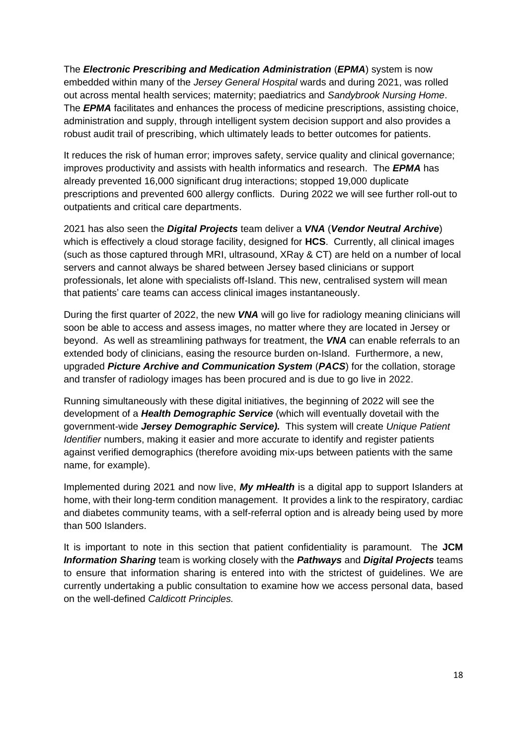The ***Electronic Prescribing and Medication Administration*** (***EPMA***) system is now embedded within many of the *Jersey General Hospital* wards and during 2021, was rolled out across mental health services; maternity; paediatrics and *Sandybrook Nursing Home*. The ***EPMA*** facilitates and enhances the process of medicine prescriptions, assisting choice, administration and supply, through intelligent system decision support and also provides a robust audit trail of prescribing, which ultimately leads to better outcomes for patients.

It reduces the risk of human error; improves safety, service quality and clinical governance; improves productivity and assists with health informatics and research. The ***EPMA*** has already prevented 16,000 significant drug interactions; stopped 19,000 duplicate prescriptions and prevented 600 allergy conflicts. During 2022 we will see further roll-out to outpatients and critical care departments.

2021 has also seen the ***Digital Projects*** team deliver a ***VNA*** (***Vendor Neutral Archive***) which is effectively a cloud storage facility, designed for **HCS**. Currently, all clinical images (such as those captured through MRI, ultrasound, XRay & CT) are held on a number of local servers and cannot always be shared between Jersey based clinicians or support professionals, let alone with specialists off-Island. This new, centralised system will mean that patients' care teams can access clinical images instantaneously.

During the first quarter of 2022, the new ***VNA*** will go live for radiology meaning clinicians will soon be able to access and assess images, no matter where they are located in Jersey or beyond. As well as streamlining pathways for treatment, the ***VNA*** can enable referrals to an extended body of clinicians, easing the resource burden on-Island. Furthermore, a new, upgraded ***Picture Archive and Communication System*** (***PACS***) for the collation, storage and transfer of radiology images has been procured and is due to go live in 2022.

Running simultaneously with these digital initiatives, the beginning of 2022 will see the development of a ***Health Demographic Service*** (which will eventually dovetail with the government-wide ***Jersey Demographic Service).*** This system will create *Unique Patient Identifier* numbers, making it easier and more accurate to identify and register patients against verified demographics (therefore avoiding mix-ups between patients with the same name, for example).

Implemented during 2021 and now live, ***My mHealth*** is a digital app to support Islanders at home, with their long-term condition management. It provides a link to the respiratory, cardiac and diabetes community teams, with a self-referral option and is already being used by more than 500 Islanders.

It is important to note in this section that patient confidentiality is paramount. The **JCM *Information Sharing*** team is working closely with the ***Pathways*** and ***Digital Projects*** teams to ensure that information sharing is entered into with the strictest of guidelines. We are currently undertaking a public consultation to examine how we access personal data, based on the well-defined *Caldicott Principles.*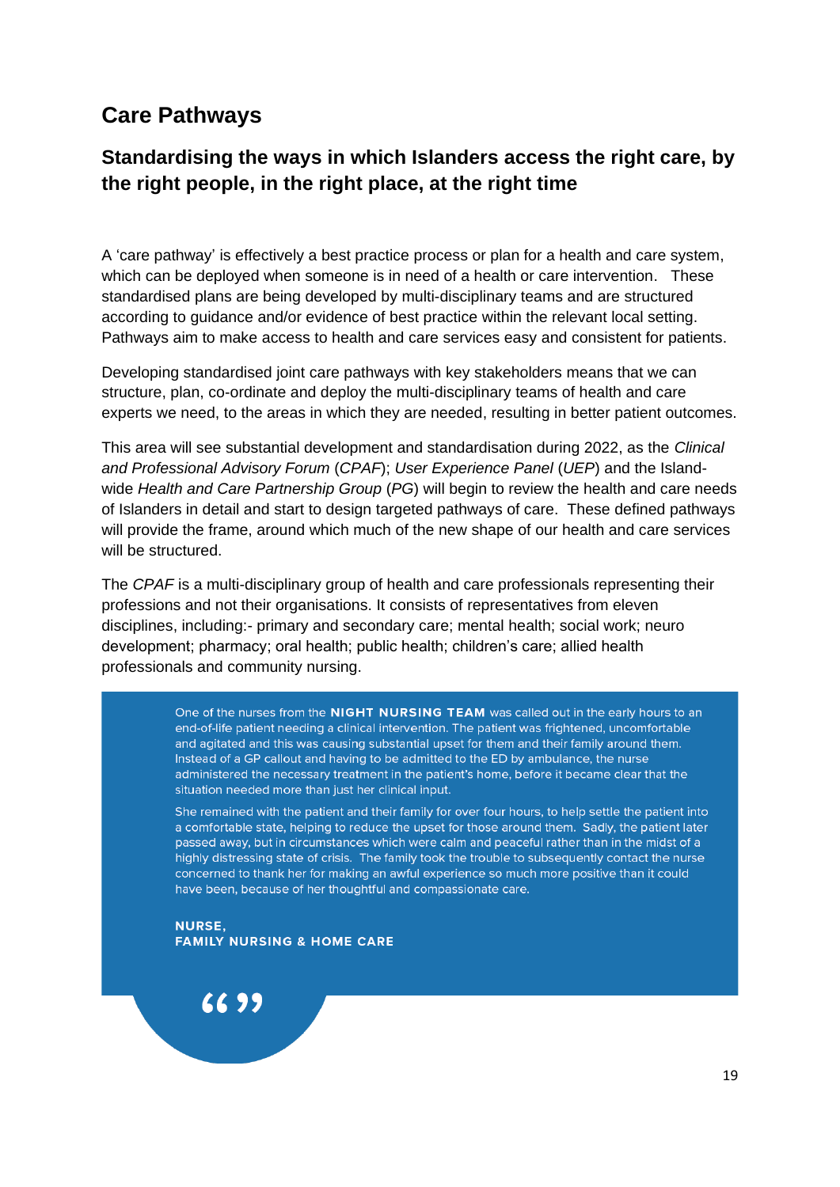# Care Pathways

## Standardising the ways in which Islanders access the right care, by the right people, in the right place, at the right time

A 'care pathway' is effectively a best practice process or plan for a health and care system, which can be deployed when someone is in need of a health or care intervention. These standardised plans are being developed by multi-disciplinary teams and are structured according to guidance and/or evidence of best practice within the relevant local setting. Pathways aim to make access to health and care services easy and consistent for patients.

Developing standardised joint care pathways with key stakeholders means that we can structure, plan, co-ordinate and deploy the multi-disciplinary teams of health and care experts we need, to the areas in which they are needed, resulting in better patient outcomes.

This area will see substantial development and standardisation during 2022, as the *Clinical and Professional Advisory Forum* (*CPAF*); *User Experience Panel* (*UEP*) and the Island-wide *Health and Care Partnership Group* (*PG*) will begin to review the health and care needs of Islanders in detail and start to design targeted pathways of care. These defined pathways will provide the frame, around which much of the new shape of our health and care services will be structured.

The *CPAF* is a multi-disciplinary group of health and care professionals representing their professions and not their organisations. It consists of representatives from eleven disciplines, including:- primary and secondary care; mental health; social work; neuro development; pharmacy; oral health; public health; children's care; allied health professionals and community nursing.

> One of the nurses from the **NIGHT NURSING TEAM** was called out in the early hours to an end-of-life patient needing a clinical intervention. The patient was frightened, uncomfortable and agitated and this was causing substantial upset for them and their family around them. Instead of a GP callout and having to be admitted to the ED by ambulance, the nurse administered the necessary treatment in the patient's home, before it became clear that the situation needed more than just her clinical input.
>
> She remained with the patient and their family for over four hours, to help settle the patient into a comfortable state, helping to reduce the upset for those around them. Sadly, the patient later passed away, but in circumstances which were calm and peaceful rather than in the midst of a highly distressing state of crisis. The family took the trouble to subsequently contact the nurse concerned to thank her for making an awful experience so much more positive than it could have been, because of her thoughtful and compassionate care.
>
> **NURSE,**
> **FAMILY NURSING & HOME CARE**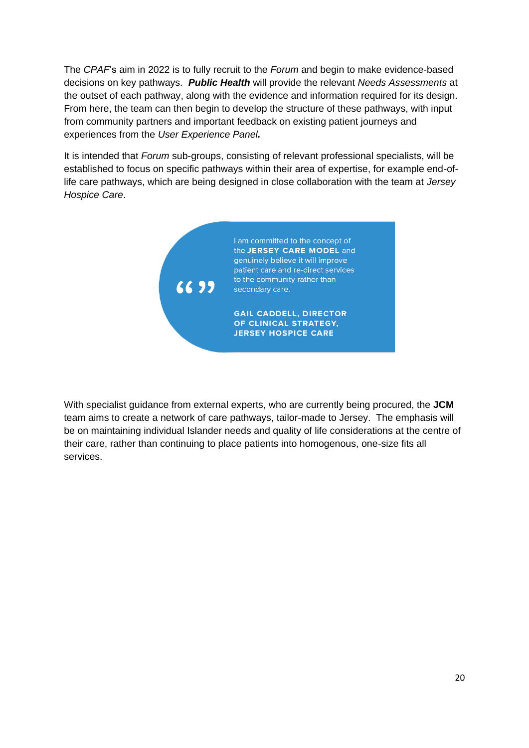The *CPAF*'s aim in 2022 is to fully recruit to the *Forum* and begin to make evidence-based decisions on key pathways. ***Public Health*** will provide the relevant *Needs Assessments* at the outset of each pathway, along with the evidence and information required for its design. From here, the team can then begin to develop the structure of these pathways, with input from community partners and important feedback on existing patient journeys and experiences from the *User Experience Panel.*

It is intended that *Forum* sub-groups, consisting of relevant professional specialists, will be established to focus on specific pathways within their area of expertise, for example end-of-life care pathways, which are being designed in close collaboration with the team at *Jersey Hospice Care*.

> "I am committed to the concept of the **JERSEY CARE MODEL** and genuinely believe it will improve patient care and re-direct services to the community rather than secondary care."
>
> **GAIL CADDELL, DIRECTOR OF CLINICAL STRATEGY, JERSEY HOSPICE CARE**

With specialist guidance from external experts, who are currently being procured, the **JCM** team aims to create a network of care pathways, tailor-made to Jersey. The emphasis will be on maintaining individual Islander needs and quality of life considerations at the centre of their care, rather than continuing to place patients into homogenous, one-size fits all services.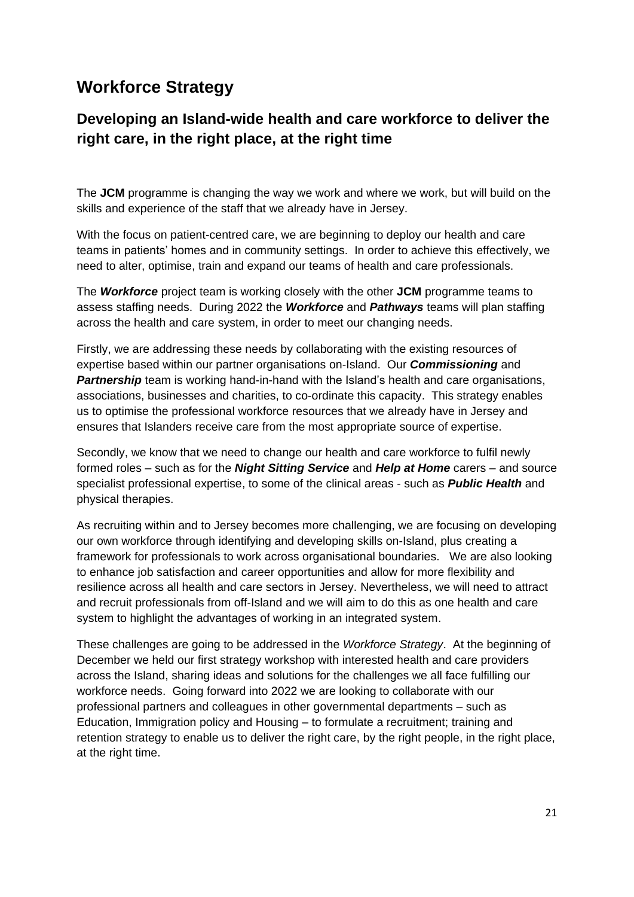# Workforce Strategy

## Developing an Island-wide health and care workforce to deliver the right care, in the right place, at the right time

The **JCM** programme is changing the way we work and where we work, but will build on the skills and experience of the staff that we already have in Jersey.

With the focus on patient-centred care, we are beginning to deploy our health and care teams in patients' homes and in community settings. In order to achieve this effectively, we need to alter, optimise, train and expand our teams of health and care professionals.

The ***Workforce*** project team is working closely with the other **JCM** programme teams to assess staffing needs. During 2022 the ***Workforce*** and ***Pathways*** teams will plan staffing across the health and care system, in order to meet our changing needs.

Firstly, we are addressing these needs by collaborating with the existing resources of expertise based within our partner organisations on-Island. Our ***Commissioning*** and ***Partnership*** team is working hand-in-hand with the Island's health and care organisations, associations, businesses and charities, to co-ordinate this capacity. This strategy enables us to optimise the professional workforce resources that we already have in Jersey and ensures that Islanders receive care from the most appropriate source of expertise.

Secondly, we know that we need to change our health and care workforce to fulfil newly formed roles – such as for the ***Night Sitting Service*** and ***Help at Home*** carers – and source specialist professional expertise, to some of the clinical areas - such as ***Public Health*** and physical therapies.

As recruiting within and to Jersey becomes more challenging, we are focusing on developing our own workforce through identifying and developing skills on-Island, plus creating a framework for professionals to work across organisational boundaries. We are also looking to enhance job satisfaction and career opportunities and allow for more flexibility and resilience across all health and care sectors in Jersey. Nevertheless, we will need to attract and recruit professionals from off-Island and we will aim to do this as one health and care system to highlight the advantages of working in an integrated system.

These challenges are going to be addressed in the *Workforce Strategy*. At the beginning of December we held our first strategy workshop with interested health and care providers across the Island, sharing ideas and solutions for the challenges we all face fulfilling our workforce needs. Going forward into 2022 we are looking to collaborate with our professional partners and colleagues in other governmental departments – such as Education, Immigration policy and Housing – to formulate a recruitment; training and retention strategy to enable us to deliver the right care, by the right people, in the right place, at the right time.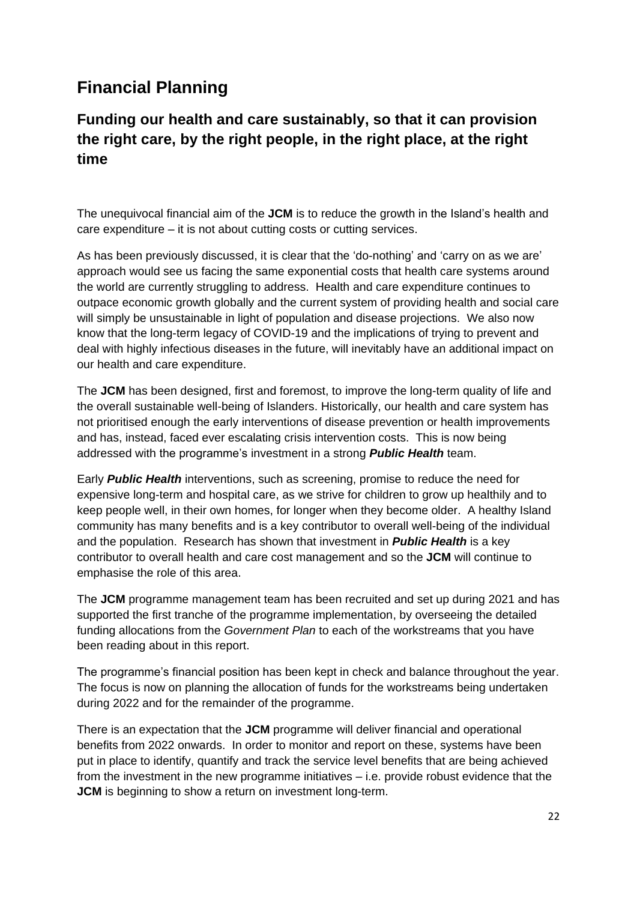# Financial Planning

## Funding our health and care sustainably, so that it can provision the right care, by the right people, in the right place, at the right time

The unequivocal financial aim of the **JCM** is to reduce the growth in the Island's health and care expenditure – it is not about cutting costs or cutting services.

As has been previously discussed, it is clear that the 'do-nothing' and 'carry on as we are' approach would see us facing the same exponential costs that health care systems around the world are currently struggling to address. Health and care expenditure continues to outpace economic growth globally and the current system of providing health and social care will simply be unsustainable in light of population and disease projections. We also now know that the long-term legacy of COVID-19 and the implications of trying to prevent and deal with highly infectious diseases in the future, will inevitably have an additional impact on our health and care expenditure.

The **JCM** has been designed, first and foremost, to improve the long-term quality of life and the overall sustainable well-being of Islanders. Historically, our health and care system has not prioritised enough the early interventions of disease prevention or health improvements and has, instead, faced ever escalating crisis intervention costs. This is now being addressed with the programme's investment in a strong ***Public Health*** team.

Early ***Public Health*** interventions, such as screening, promise to reduce the need for expensive long-term and hospital care, as we strive for children to grow up healthily and to keep people well, in their own homes, for longer when they become older. A healthy Island community has many benefits and is a key contributor to overall well-being of the individual and the population. Research has shown that investment in ***Public Health*** is a key contributor to overall health and care cost management and so the **JCM** will continue to emphasise the role of this area.

The **JCM** programme management team has been recruited and set up during 2021 and has supported the first tranche of the programme implementation, by overseeing the detailed funding allocations from the *Government Plan* to each of the workstreams that you have been reading about in this report.

The programme's financial position has been kept in check and balance throughout the year. The focus is now on planning the allocation of funds for the workstreams being undertaken during 2022 and for the remainder of the programme.

There is an expectation that the **JCM** programme will deliver financial and operational benefits from 2022 onwards. In order to monitor and report on these, systems have been put in place to identify, quantify and track the service level benefits that are being achieved from the investment in the new programme initiatives – i.e. provide robust evidence that the **JCM** is beginning to show a return on investment long-term.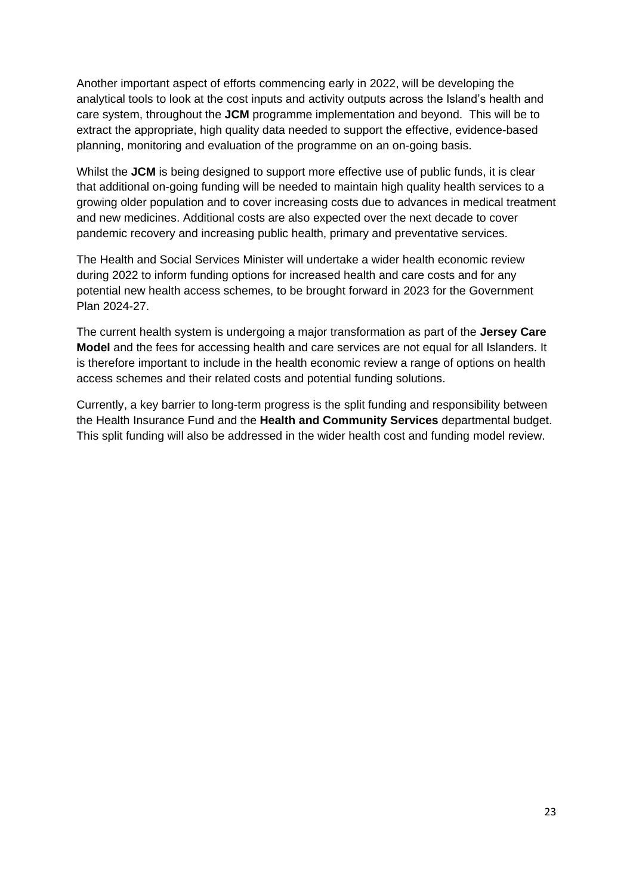Another important aspect of efforts commencing early in 2022, will be developing the analytical tools to look at the cost inputs and activity outputs across the Island's health and care system, throughout the **JCM** programme implementation and beyond. This will be to extract the appropriate, high quality data needed to support the effective, evidence-based planning, monitoring and evaluation of the programme on an on-going basis.

Whilst the **JCM** is being designed to support more effective use of public funds, it is clear that additional on-going funding will be needed to maintain high quality health services to a growing older population and to cover increasing costs due to advances in medical treatment and new medicines. Additional costs are also expected over the next decade to cover pandemic recovery and increasing public health, primary and preventative services.

The Health and Social Services Minister will undertake a wider health economic review during 2022 to inform funding options for increased health and care costs and for any potential new health access schemes, to be brought forward in 2023 for the Government Plan 2024-27.

The current health system is undergoing a major transformation as part of the **Jersey Care Model** and the fees for accessing health and care services are not equal for all Islanders. It is therefore important to include in the health economic review a range of options on health access schemes and their related costs and potential funding solutions.

Currently, a key barrier to long-term progress is the split funding and responsibility between the Health Insurance Fund and the **Health and Community Services** departmental budget. This split funding will also be addressed in the wider health cost and funding model review.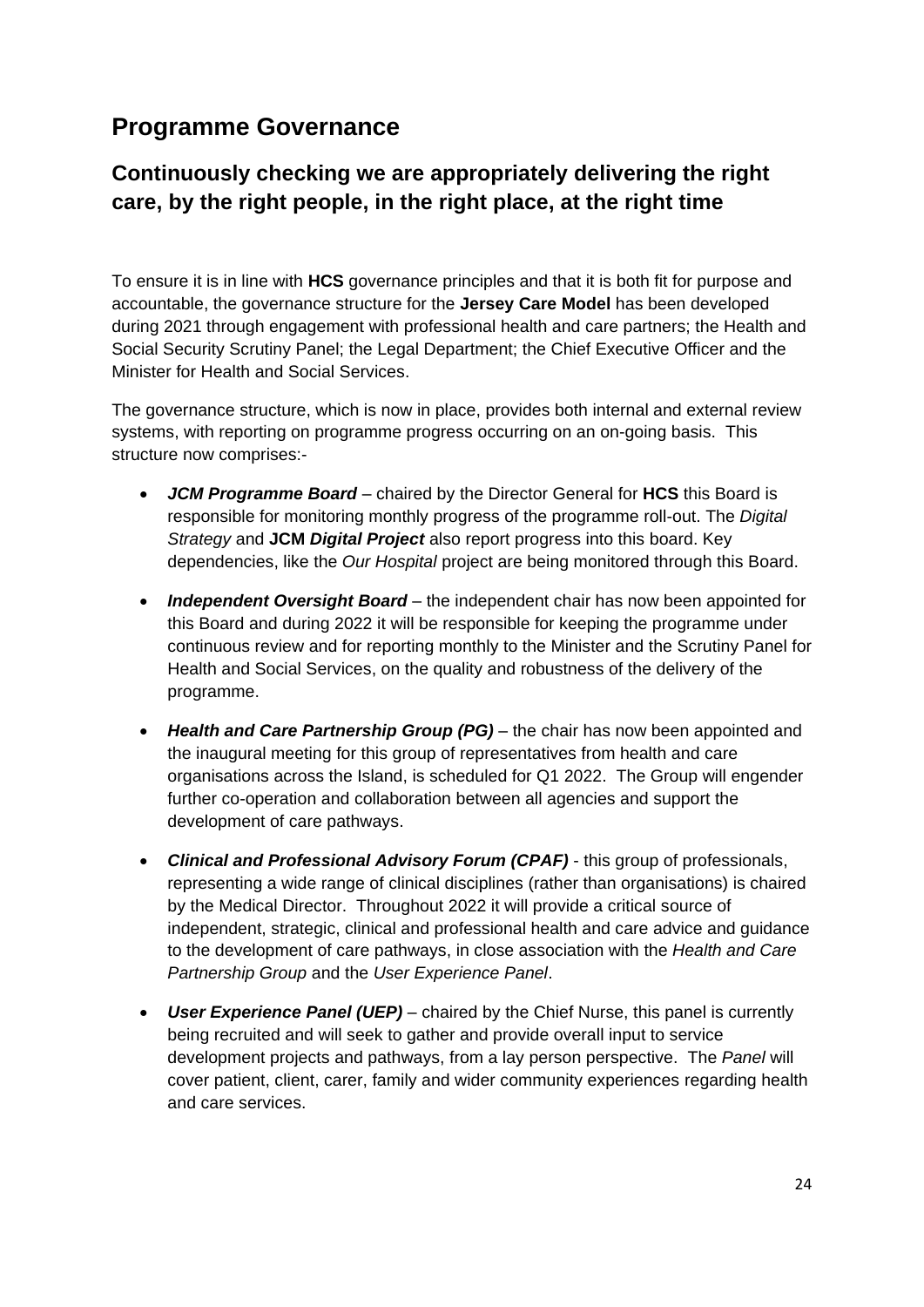## Programme Governance

### Continuously checking we are appropriately delivering the right care, by the right people, in the right place, at the right time

To ensure it is in line with **HCS** governance principles and that it is both fit for purpose and accountable, the governance structure for the **Jersey Care Model** has been developed during 2021 through engagement with professional health and care partners; the Health and Social Security Scrutiny Panel; the Legal Department; the Chief Executive Officer and the Minister for Health and Social Services.

The governance structure, which is now in place, provides both internal and external review systems, with reporting on programme progress occurring on an on-going basis. This structure now comprises:-

- ***JCM Programme Board*** – chaired by the Director General for **HCS** this Board is responsible for monitoring monthly progress of the programme roll-out. The *Digital Strategy* and **JCM** ***Digital Project*** also report progress into this board. Key dependencies, like the *Our Hospital* project are being monitored through this Board.
- ***Independent Oversight Board*** – the independent chair has now been appointed for this Board and during 2022 it will be responsible for keeping the programme under continuous review and for reporting monthly to the Minister and the Scrutiny Panel for Health and Social Services, on the quality and robustness of the delivery of the programme.
- ***Health and Care Partnership Group (PG)*** – the chair has now been appointed and the inaugural meeting for this group of representatives from health and care organisations across the Island, is scheduled for Q1 2022. The Group will engender further co-operation and collaboration between all agencies and support the development of care pathways.
- ***Clinical and Professional Advisory Forum (CPAF)*** - this group of professionals, representing a wide range of clinical disciplines (rather than organisations) is chaired by the Medical Director. Throughout 2022 it will provide a critical source of independent, strategic, clinical and professional health and care advice and guidance to the development of care pathways, in close association with the *Health and Care Partnership Group* and the *User Experience Panel*.
- ***User Experience Panel (UEP)*** – chaired by the Chief Nurse, this panel is currently being recruited and will seek to gather and provide overall input to service development projects and pathways, from a lay person perspective. The *Panel* will cover patient, client, carer, family and wider community experiences regarding health and care services.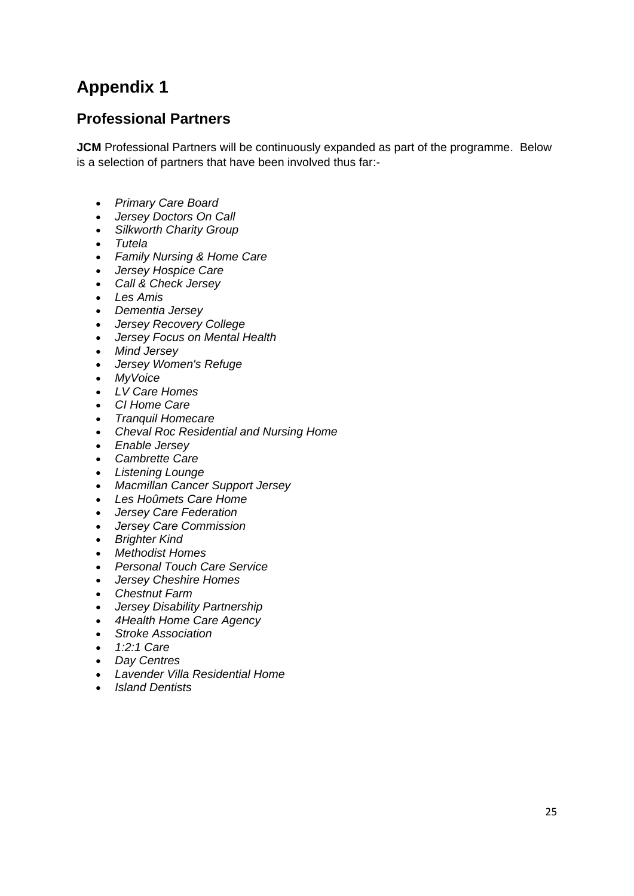# Appendix 1

## Professional Partners

**JCM** Professional Partners will be continuously expanded as part of the programme. Below is a selection of partners that have been involved thus far:-

- *Primary Care Board*
- *Jersey Doctors On Call*
- *Silkworth Charity Group*
- *Tutela*
- *Family Nursing & Home Care*
- *Jersey Hospice Care*
- *Call & Check Jersey*
- *Les Amis*
- *Dementia Jersey*
- *Jersey Recovery College*
- *Jersey Focus on Mental Health*
- *Mind Jersey*
- *Jersey Women's Refuge*
- *MyVoice*
- *LV Care Homes*
- *CI Home Care*
- *Tranquil Homecare*
- *Cheval Roc Residential and Nursing Home*
- *Enable Jersey*
- *Cambrette Care*
- *Listening Lounge*
- *Macmillan Cancer Support Jersey*
- *Les Hoûmets Care Home*
- *Jersey Care Federation*
- *Jersey Care Commission*
- *Brighter Kind*
- *Methodist Homes*
- *Personal Touch Care Service*
- *Jersey Cheshire Homes*
- *Chestnut Farm*
- *Jersey Disability Partnership*
- *4Health Home Care Agency*
- *Stroke Association*
- *1:2:1 Care*
- *Day Centres*
- *Lavender Villa Residential Home*
- *Island Dentists*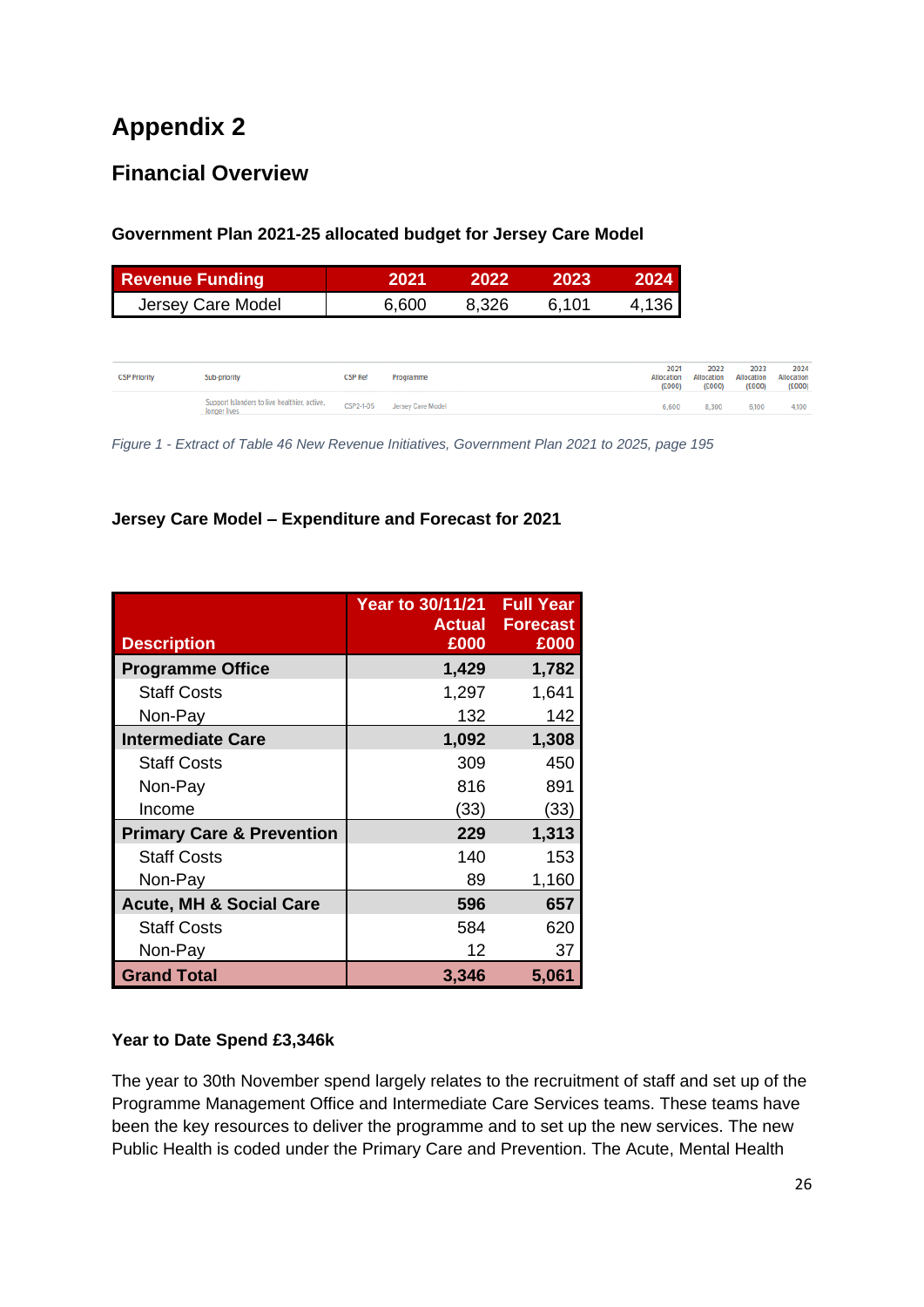# Appendix 2

## Financial Overview

**Government Plan 2021-25 allocated budget for Jersey Care Model**

| Revenue Funding | 2021 | 2022 | 2023 | 2024 |
|---|---|---|---|---|
| Jersey Care Model | 6,600 | 8,326 | 6,101 | 4,136 |

| CSP Priority | Sub-priority | CSP Ref | Programme | 2021 Allocation (£000) | 2022 Allocation (£000) | 2023 Allocation (£000) | 2024 Allocation (£000) |
|---|---|---|---|---|---|---|---|
| | Support Islanders to live healthier, active, longer lives | CSP2-1-05 | Jersey Care Model | 6,600 | 8,300 | 6,100 | 4,100 |

*Figure 1 - Extract of Table 46 New Revenue Initiatives, Government Plan 2021 to 2025, page 195*

**Jersey Care Model – Expenditure and Forecast for 2021**

| Description | Year to 30/11/21 Actual £000 | Full Year Forecast £000 |
|---|---|---|
| **Programme Office** | **1,429** | **1,782** |
| Staff Costs | 1,297 | 1,641 |
| Non-Pay | 132 | 142 |
| **Intermediate Care** | **1,092** | **1,308** |
| Staff Costs | 309 | 450 |
| Non-Pay | 816 | 891 |
| Income | (33) | (33) |
| **Primary Care & Prevention** | **229** | **1,313** |
| Staff Costs | 140 | 153 |
| Non-Pay | 89 | 1,160 |
| **Acute, MH & Social Care** | **596** | **657** |
| Staff Costs | 584 | 620 |
| Non-Pay | 12 | 37 |
| **Grand Total** | **3,346** | **5,061** |

**Year to Date Spend £3,346k**

The year to 30th November spend largely relates to the recruitment of staff and set up of the Programme Management Office and Intermediate Care Services teams. These teams have been the key resources to deliver the programme and to set up the new services. The new Public Health is coded under the Primary Care and Prevention. The Acute, Mental Health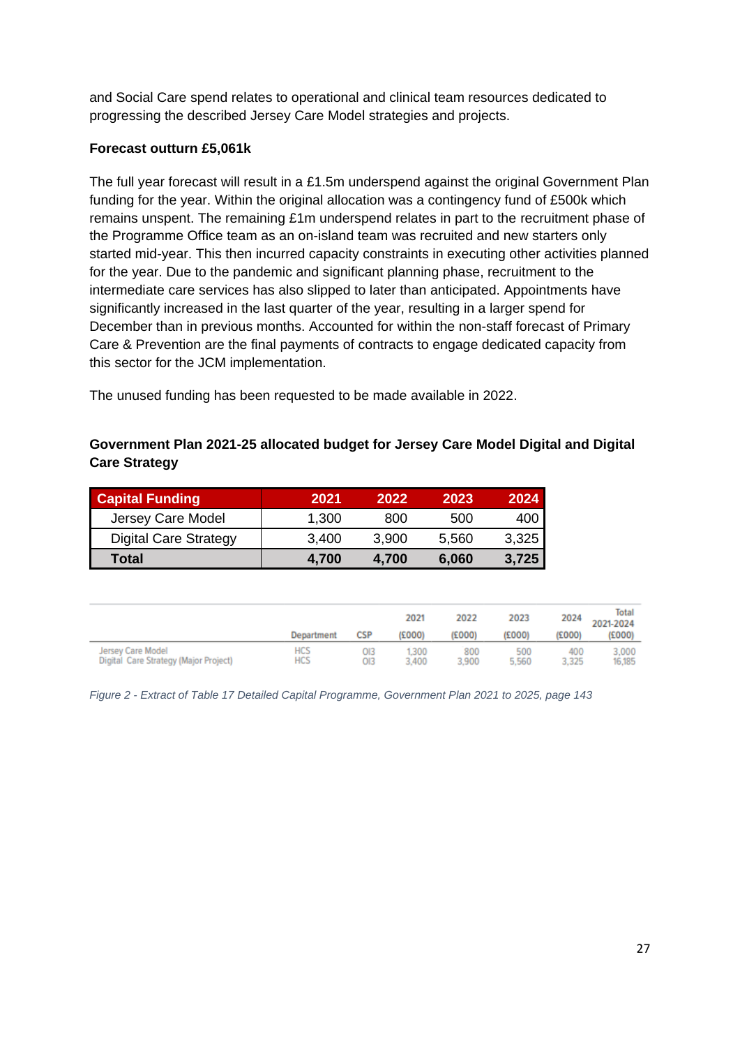and Social Care spend relates to operational and clinical team resources dedicated to progressing the described Jersey Care Model strategies and projects.

**Forecast outturn £5,061k**

The full year forecast will result in a £1.5m underspend against the original Government Plan funding for the year. Within the original allocation was a contingency fund of £500k which remains unspent. The remaining £1m underspend relates in part to the recruitment phase of the Programme Office team as an on-island team was recruited and new starters only started mid-year. This then incurred capacity constraints in executing other activities planned for the year. Due to the pandemic and significant planning phase, recruitment to the intermediate care services has also slipped to later than anticipated. Appointments have significantly increased in the last quarter of the year, resulting in a larger spend for December than in previous months. Accounted for within the non-staff forecast of Primary Care & Prevention are the final payments of contracts to engage dedicated capacity from this sector for the JCM implementation.

The unused funding has been requested to be made available in 2022.

**Government Plan 2021-25 allocated budget for Jersey Care Model Digital and Digital Care Strategy**

| Capital Funding | 2021 | 2022 | 2023 | 2024 |
|---|---|---|---|---|
| Jersey Care Model | 1,300 | 800 | 500 | 400 |
| Digital Care Strategy | 3,400 | 3,900 | 5,560 | 3,325 |
| **Total** | **4,700** | **4,700** | **6,060** | **3,725** |

| | Department | CSP | 2021 (£000) | 2022 (£000) | 2023 (£000) | 2024 (£000) | Total 2021-2024 (£000) |
|---|---|---|---|---|---|---|---|
| Jersey Care Model | HCS | OI3 | 1,300 | 800 | 500 | 400 | 3,000 |
| Digital Care Strategy (Major Project) | HCS | OI3 | 3,400 | 3,900 | 5,560 | 3,325 | 16,185 |

*Figure 2 - Extract of Table 17 Detailed Capital Programme, Government Plan 2021 to 2025, page 143*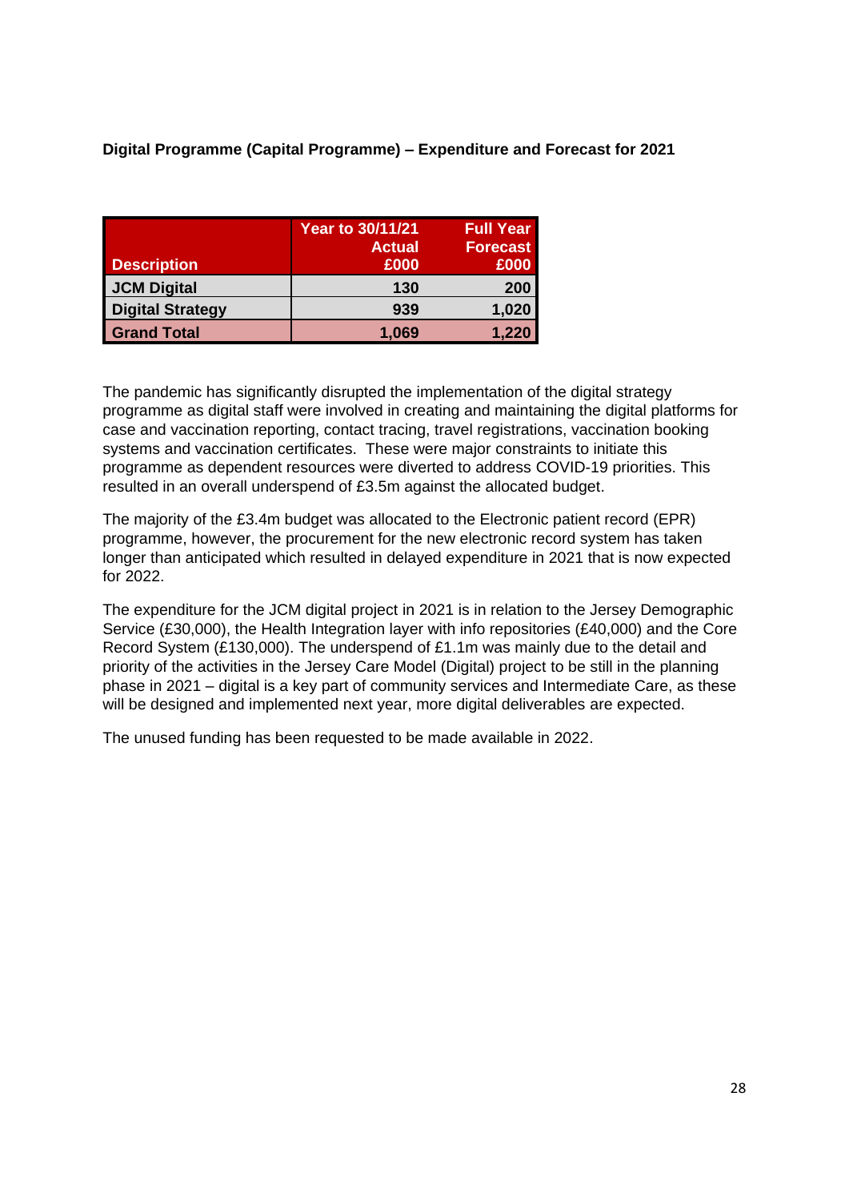**Digital Programme (Capital Programme) – Expenditure and Forecast for 2021**

| Description | Year to 30/11/21 Actual £000 | Full Year Forecast £000 |
|---|---|---|
| JCM Digital | 130 | 200 |
| Digital Strategy | 939 | 1,020 |
| Grand Total | 1,069 | 1,220 |

The pandemic has significantly disrupted the implementation of the digital strategy programme as digital staff were involved in creating and maintaining the digital platforms for case and vaccination reporting, contact tracing, travel registrations, vaccination booking systems and vaccination certificates. These were major constraints to initiate this programme as dependent resources were diverted to address COVID-19 priorities. This resulted in an overall underspend of £3.5m against the allocated budget.

The majority of the £3.4m budget was allocated to the Electronic patient record (EPR) programme, however, the procurement for the new electronic record system has taken longer than anticipated which resulted in delayed expenditure in 2021 that is now expected for 2022.

The expenditure for the JCM digital project in 2021 is in relation to the Jersey Demographic Service (£30,000), the Health Integration layer with info repositories (£40,000) and the Core Record System (£130,000). The underspend of £1.1m was mainly due to the detail and priority of the activities in the Jersey Care Model (Digital) project to be still in the planning phase in 2021 – digital is a key part of community services and Intermediate Care, as these will be designed and implemented next year, more digital deliverables are expected.

The unused funding has been requested to be made available in 2022.